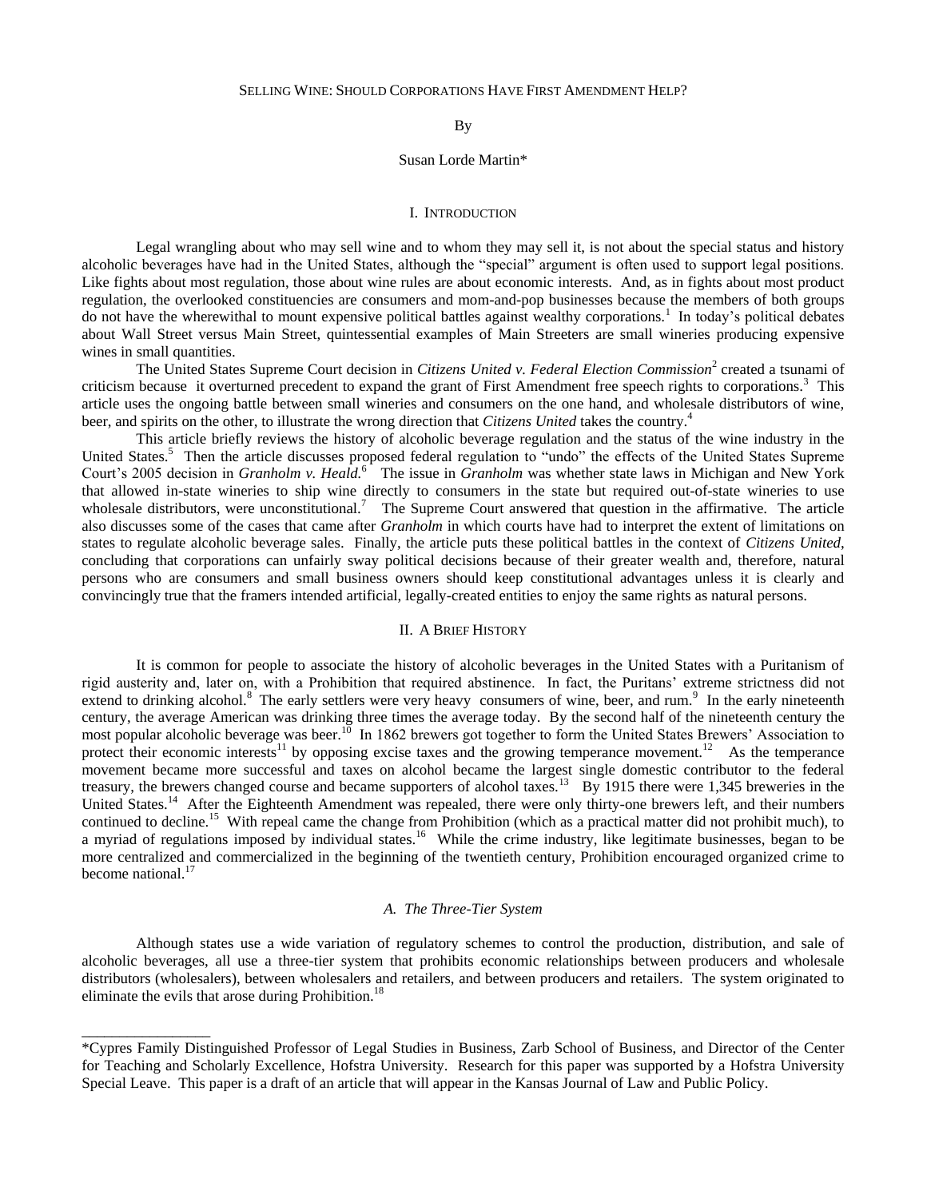# SELLING WINE: SHOULD CORPORATIONS HAVE FIRST AMENDMENT HELP?

By

Susan Lorde Martin*

## I. INTRODUCTION

Legal wrangling about who may sell wine and to whom they may sell it, is not about the special status and history alcoholic beverages have had in the United States, although the "special" argument is often used to support legal positions. Like fights about most regulation, those about wine rules are about economic interests. And, as in fights about most product regulation, the overlooked constituencies are consumers and mom-and-pop businesses because the members of both groups do not have the wherewithal to mount expensive political battles against wealthy corporations.[1] In today's political debates about Wall Street versus Main Street, quintessential examples of Main Streeters are small wineries producing expensive wines in small quantities.

The United States Supreme Court decision in *Citizens United v. Federal Election Commission*[2] created a tsunami of criticism because it overturned precedent to expand the grant of First Amendment free speech rights to corporations.[3] This article uses the ongoing battle between small wineries and consumers on the one hand, and wholesale distributors of wine, beer, and spirits on the other, to illustrate the wrong direction that *Citizens United* takes the country.[4]

This article briefly reviews the history of alcoholic beverage regulation and the status of the wine industry in the United States.[5] Then the article discusses proposed federal regulation to "undo" the effects of the United States Supreme Court's 2005 decision in *Granholm v. Heald.*[6] The issue in *Granholm* was whether state laws in Michigan and New York that allowed in-state wineries to ship wine directly to consumers in the state but required out-of-state wineries to use wholesale distributors, were unconstitutional.[7] The Supreme Court answered that question in the affirmative. The article also discusses some of the cases that came after *Granholm* in which courts have had to interpret the extent of limitations on states to regulate alcoholic beverage sales. Finally, the article puts these political battles in the context of *Citizens United*, concluding that corporations can unfairly sway political decisions because of their greater wealth and, therefore, natural persons who are consumers and small business owners should keep constitutional advantages unless it is clearly and convincingly true that the framers intended artificial, legally-created entities to enjoy the same rights as natural persons.

## II. A BRIEF HISTORY

It is common for people to associate the history of alcoholic beverages in the United States with a Puritanism of rigid austerity and, later on, with a Prohibition that required abstinence. In fact, the Puritans' extreme strictness did not extend to drinking alcohol.[8] The early settlers were very heavy consumers of wine, beer, and rum.[9] In the early nineteenth century, the average American was drinking three times the average today. By the second half of the nineteenth century the most popular alcoholic beverage was beer.[10] In 1862 brewers got together to form the United States Brewers' Association to protect their economic interests[11] by opposing excise taxes and the growing temperance movement.[12] As the temperance movement became more successful and taxes on alcohol became the largest single domestic contributor to the federal treasury, the brewers changed course and became supporters of alcohol taxes.[13] By 1915 there were 1,345 breweries in the United States.[14] After the Eighteenth Amendment was repealed, there were only thirty-one brewers left, and their numbers continued to decline.[15] With repeal came the change from Prohibition (which as a practical matter did not prohibit much), to a myriad of regulations imposed by individual states.[16] While the crime industry, like legitimate businesses, began to be more centralized and commercialized in the beginning of the twentieth century, Prohibition encouraged organized crime to become national.[17]

### *A. The Three-Tier System*

Although states use a wide variation of regulatory schemes to control the production, distribution, and sale of alcoholic beverages, all use a three-tier system that prohibits economic relationships between producers and wholesale distributors (wholesalers), between wholesalers and retailers, and between producers and retailers. The system originated to eliminate the evils that arose during Prohibition.[18]

---

*Cypres Family Distinguished Professor of Legal Studies in Business, Zarb School of Business, and Director of the Center for Teaching and Scholarly Excellence, Hofstra University. Research for this paper was supported by a Hofstra University Special Leave. This paper is a draft of an article that will appear in the Kansas Journal of Law and Public Policy.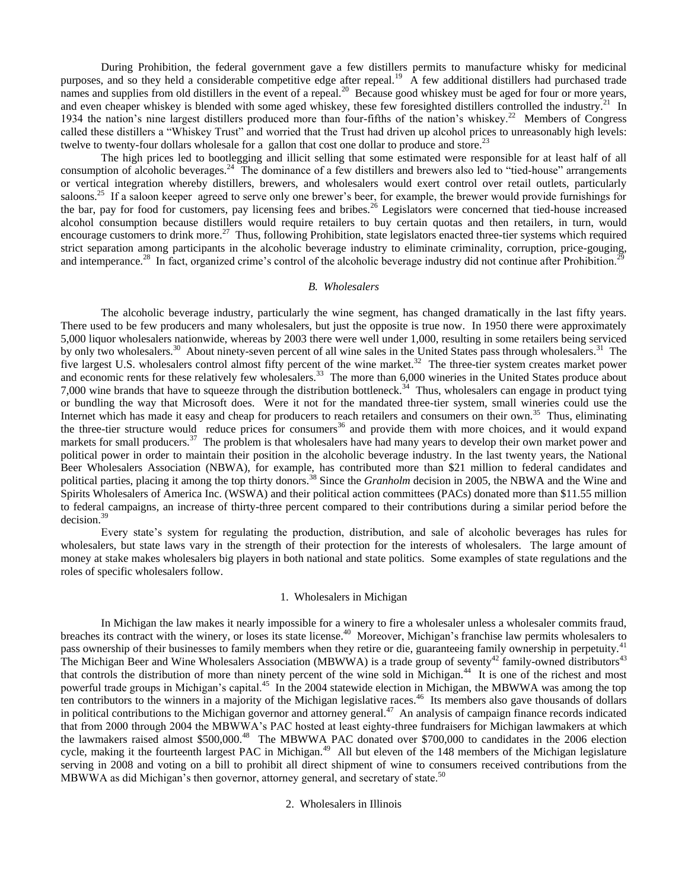During Prohibition, the federal government gave a few distillers permits to manufacture whisky for medicinal purposes, and so they held a considerable competitive edge after repeal.[19] A few additional distillers had purchased trade names and supplies from old distillers in the event of a repeal.[20] Because good whiskey must be aged for four or more years, and even cheaper whiskey is blended with some aged whiskey, these few foresighted distillers controlled the industry.[21] In 1934 the nation's nine largest distillers produced more than four-fifths of the nation's whiskey.[22] Members of Congress called these distillers a "Whiskey Trust" and worried that the Trust had driven up alcohol prices to unreasonably high levels: twelve to twenty-four dollars wholesale for a gallon that cost one dollar to produce and store.[23]

The high prices led to bootlegging and illicit selling that some estimated were responsible for at least half of all consumption of alcoholic beverages.[24] The dominance of a few distillers and brewers also led to "tied-house" arrangements or vertical integration whereby distillers, brewers, and wholesalers would exert control over retail outlets, particularly saloons.[25] If a saloon keeper agreed to serve only one brewer's beer, for example, the brewer would provide furnishings for the bar, pay for food for customers, pay licensing fees and bribes.[26] Legislators were concerned that tied-house increased alcohol consumption because distillers would require retailers to buy certain quotas and then retailers, in turn, would encourage customers to drink more.[27] Thus, following Prohibition, state legislators enacted three-tier systems which required strict separation among participants in the alcoholic beverage industry to eliminate criminality, corruption, price-gouging, and intemperance.[28] In fact, organized crime's control of the alcoholic beverage industry did not continue after Prohibition.[29]

### *B. Wholesalers*

The alcoholic beverage industry, particularly the wine segment, has changed dramatically in the last fifty years. There used to be few producers and many wholesalers, but just the opposite is true now. In 1950 there were approximately 5,000 liquor wholesalers nationwide, whereas by 2003 there were well under 1,000, resulting in some retailers being serviced by only two wholesalers.[30] About ninety-seven percent of all wine sales in the United States pass through wholesalers.[31] The five largest U.S. wholesalers control almost fifty percent of the wine market.[32] The three-tier system creates market power and economic rents for these relatively few wholesalers.[33] The more than 6,000 wineries in the United States produce about 7,000 wine brands that have to squeeze through the distribution bottleneck.[34] Thus, wholesalers can engage in product tying or bundling the way that Microsoft does. Were it not for the mandated three-tier system, small wineries could use the Internet which has made it easy and cheap for producers to reach retailers and consumers on their own.[35] Thus, eliminating the three-tier structure would reduce prices for consumers[36] and provide them with more choices, and it would expand markets for small producers.[37] The problem is that wholesalers have had many years to develop their own market power and political power in order to maintain their position in the alcoholic beverage industry. In the last twenty years, the National Beer Wholesalers Association (NBWA), for example, has contributed more than $21 million to federal candidates and political parties, placing it among the top thirty donors.[38] Since the *Granholm* decision in 2005, the NBWA and the Wine and Spirits Wholesalers of America Inc. (WSWA) and their political action committees (PACs) donated more than $11.55 million to federal campaigns, an increase of thirty-three percent compared to their contributions during a similar period before the decision.[39]

Every state's system for regulating the production, distribution, and sale of alcoholic beverages has rules for wholesalers, but state laws vary in the strength of their protection for the interests of wholesalers. The large amount of money at stake makes wholesalers big players in both national and state politics. Some examples of state regulations and the roles of specific wholesalers follow.

#### 1. Wholesalers in Michigan

In Michigan the law makes it nearly impossible for a winery to fire a wholesaler unless a wholesaler commits fraud, breaches its contract with the winery, or loses its state license.[40] Moreover, Michigan's franchise law permits wholesalers to pass ownership of their businesses to family members when they retire or die, guaranteeing family ownership in perpetuity.[41] The Michigan Beer and Wine Wholesalers Association (MBWWA) is a trade group of seventy[42] family-owned distributors[43] that controls the distribution of more than ninety percent of the wine sold in Michigan.[44] It is one of the richest and most powerful trade groups in Michigan's capital.[45] In the 2004 statewide election in Michigan, the MBWWA was among the top ten contributors to the winners in a majority of the Michigan legislative races.[46] Its members also gave thousands of dollars in political contributions to the Michigan governor and attorney general.[47] An analysis of campaign finance records indicated that from 2000 through 2004 the MBWWA's PAC hosted at least eighty-three fundraisers for Michigan lawmakers at which the lawmakers raised almost $500,000.[48] The MBWWA PAC donated over $700,000 to candidates in the 2006 election cycle, making it the fourteenth largest PAC in Michigan.[49] All but eleven of the 148 members of the Michigan legislature serving in 2008 and voting on a bill to prohibit all direct shipment of wine to consumers received contributions from the MBWWA as did Michigan's then governor, attorney general, and secretary of state.[50]

#### 2. Wholesalers in Illinois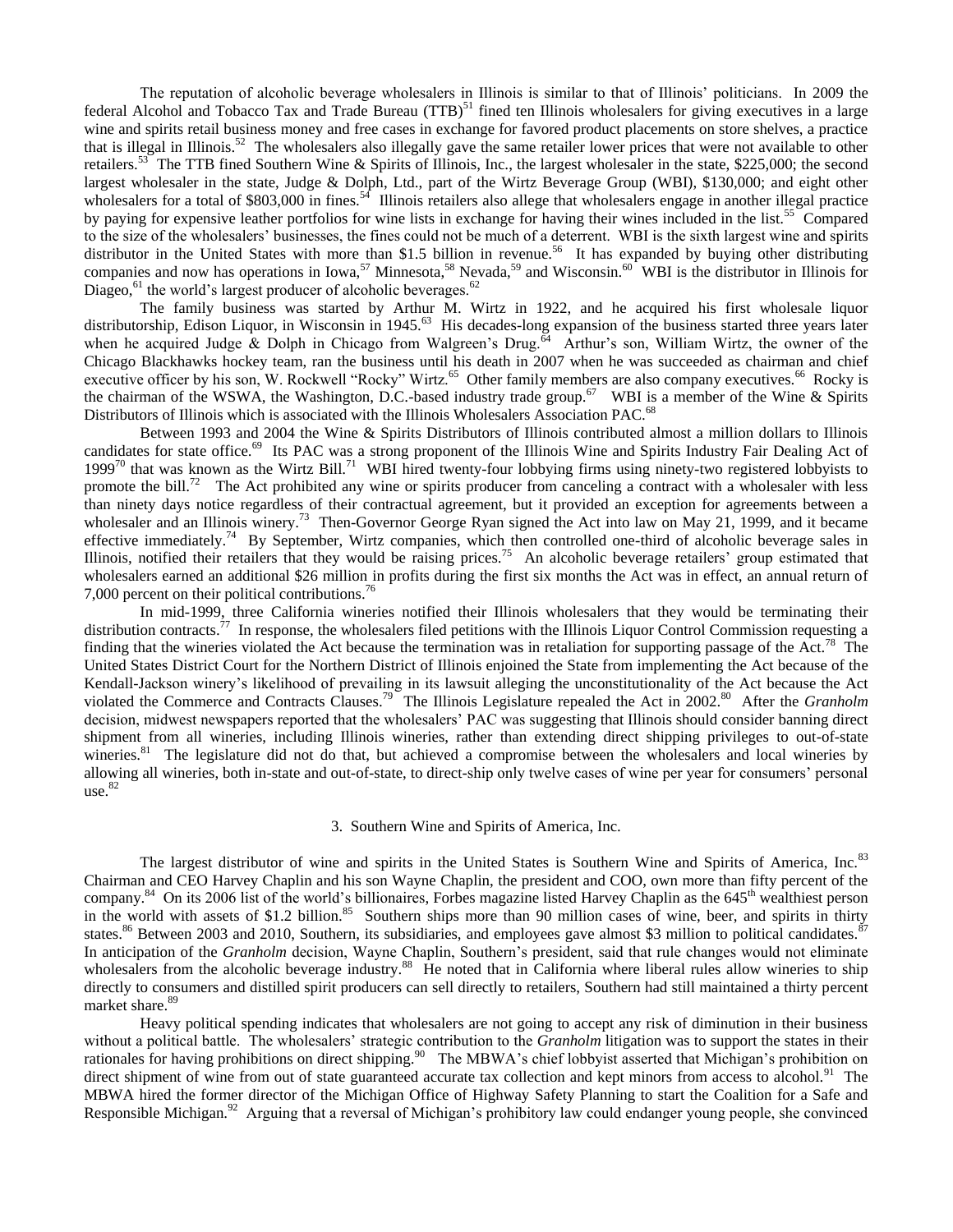The reputation of alcoholic beverage wholesalers in Illinois is similar to that of Illinois' politicians. In 2009 the federal Alcohol and Tobacco Tax and Trade Bureau (TTB)[51] fined ten Illinois wholesalers for giving executives in a large wine and spirits retail business money and free cases in exchange for favored product placements on store shelves, a practice that is illegal in Illinois.[52] The wholesalers also illegally gave the same retailer lower prices that were not available to other retailers.[53] The TTB fined Southern Wine & Spirits of Illinois, Inc., the largest wholesaler in the state, $225,000; the second largest wholesaler in the state, Judge & Dolph, Ltd., part of the Wirtz Beverage Group (WBI), $130,000; and eight other wholesalers for a total of $803,000 in fines.[54] Illinois retailers also allege that wholesalers engage in another illegal practice by paying for expensive leather portfolios for wine lists in exchange for having their wines included in the list.[55] Compared to the size of the wholesalers' businesses, the fines could not be much of a deterrent. WBI is the sixth largest wine and spirits distributor in the United States with more than $1.5 billion in revenue.[56] It has expanded by buying other distributing companies and now has operations in Iowa,[57] Minnesota,[58] Nevada,[59] and Wisconsin.[60] WBI is the distributor in Illinois for Diageo,[61] the world's largest producer of alcoholic beverages.[62]

The family business was started by Arthur M. Wirtz in 1922, and he acquired his first wholesale liquor distributorship, Edison Liquor, in Wisconsin in 1945.[63] His decades-long expansion of the business started three years later when he acquired Judge & Dolph in Chicago from Walgreen's Drug.[64] Arthur's son, William Wirtz, the owner of the Chicago Blackhawks hockey team, ran the business until his death in 2007 when he was succeeded as chairman and chief executive officer by his son, W. Rockwell "Rocky" Wirtz.[65] Other family members are also company executives.[66] Rocky is the chairman of the WSWA, the Washington, D.C.-based industry trade group.[67] WBI is a member of the Wine & Spirits Distributors of Illinois which is associated with the Illinois Wholesalers Association PAC.[68]

Between 1993 and 2004 the Wine & Spirits Distributors of Illinois contributed almost a million dollars to Illinois candidates for state office.[69] Its PAC was a strong proponent of the Illinois Wine and Spirits Industry Fair Dealing Act of 1999[70] that was known as the Wirtz Bill.[71] WBI hired twenty-four lobbying firms using ninety-two registered lobbyists to promote the bill.[72] The Act prohibited any wine or spirits producer from canceling a contract with a wholesaler with less than ninety days notice regardless of their contractual agreement, but it provided an exception for agreements between a wholesaler and an Illinois winery.[73] Then-Governor George Ryan signed the Act into law on May 21, 1999, and it became effective immediately.[74] By September, Wirtz companies, which then controlled one-third of alcoholic beverage sales in Illinois, notified their retailers that they would be raising prices.[75] An alcoholic beverage retailers' group estimated that wholesalers earned an additional $26 million in profits during the first six months the Act was in effect, an annual return of 7,000 percent on their political contributions.[76]

In mid-1999, three California wineries notified their Illinois wholesalers that they would be terminating their distribution contracts.[77] In response, the wholesalers filed petitions with the Illinois Liquor Control Commission requesting a finding that the wineries violated the Act because the termination was in retaliation for supporting passage of the Act.[78] The United States District Court for the Northern District of Illinois enjoined the State from implementing the Act because of the Kendall-Jackson winery's likelihood of prevailing in its lawsuit alleging the unconstitutionality of the Act because the Act violated the Commerce and Contracts Clauses.[79] The Illinois Legislature repealed the Act in 2002.[80] After the *Granholm* decision, midwest newspapers reported that the wholesalers' PAC was suggesting that Illinois should consider banning direct shipment from all wineries, including Illinois wineries, rather than extending direct shipping privileges to out-of-state wineries.[81] The legislature did not do that, but achieved a compromise between the wholesalers and local wineries by allowing all wineries, both in-state and out-of-state, to direct-ship only twelve cases of wine per year for consumers' personal use.[82]

### 3. Southern Wine and Spirits of America, Inc.

The largest distributor of wine and spirits in the United States is Southern Wine and Spirits of America, Inc.[83] Chairman and CEO Harvey Chaplin and his son Wayne Chaplin, the president and COO, own more than fifty percent of the company.[84] On its 2006 list of the world's billionaires, Forbes magazine listed Harvey Chaplin as the 645th wealthiest person in the world with assets of $1.2 billion.[85] Southern ships more than 90 million cases of wine, beer, and spirits in thirty states.[86] Between 2003 and 2010, Southern, its subsidiaries, and employees gave almost $3 million to political candidates.[87] In anticipation of the *Granholm* decision, Wayne Chaplin, Southern's president, said that rule changes would not eliminate wholesalers from the alcoholic beverage industry.[88] He noted that in California where liberal rules allow wineries to ship directly to consumers and distilled spirit producers can sell directly to retailers, Southern had still maintained a thirty percent market share.[89]

Heavy political spending indicates that wholesalers are not going to accept any risk of diminution in their business without a political battle. The wholesalers' strategic contribution to the *Granholm* litigation was to support the states in their rationales for having prohibitions on direct shipping.[90] The MBWA's chief lobbyist asserted that Michigan's prohibition on direct shipment of wine from out of state guaranteed accurate tax collection and kept minors from access to alcohol.[91] The MBWA hired the former director of the Michigan Office of Highway Safety Planning to start the Coalition for a Safe and Responsible Michigan.[92] Arguing that a reversal of Michigan's prohibitory law could endanger young people, she convinced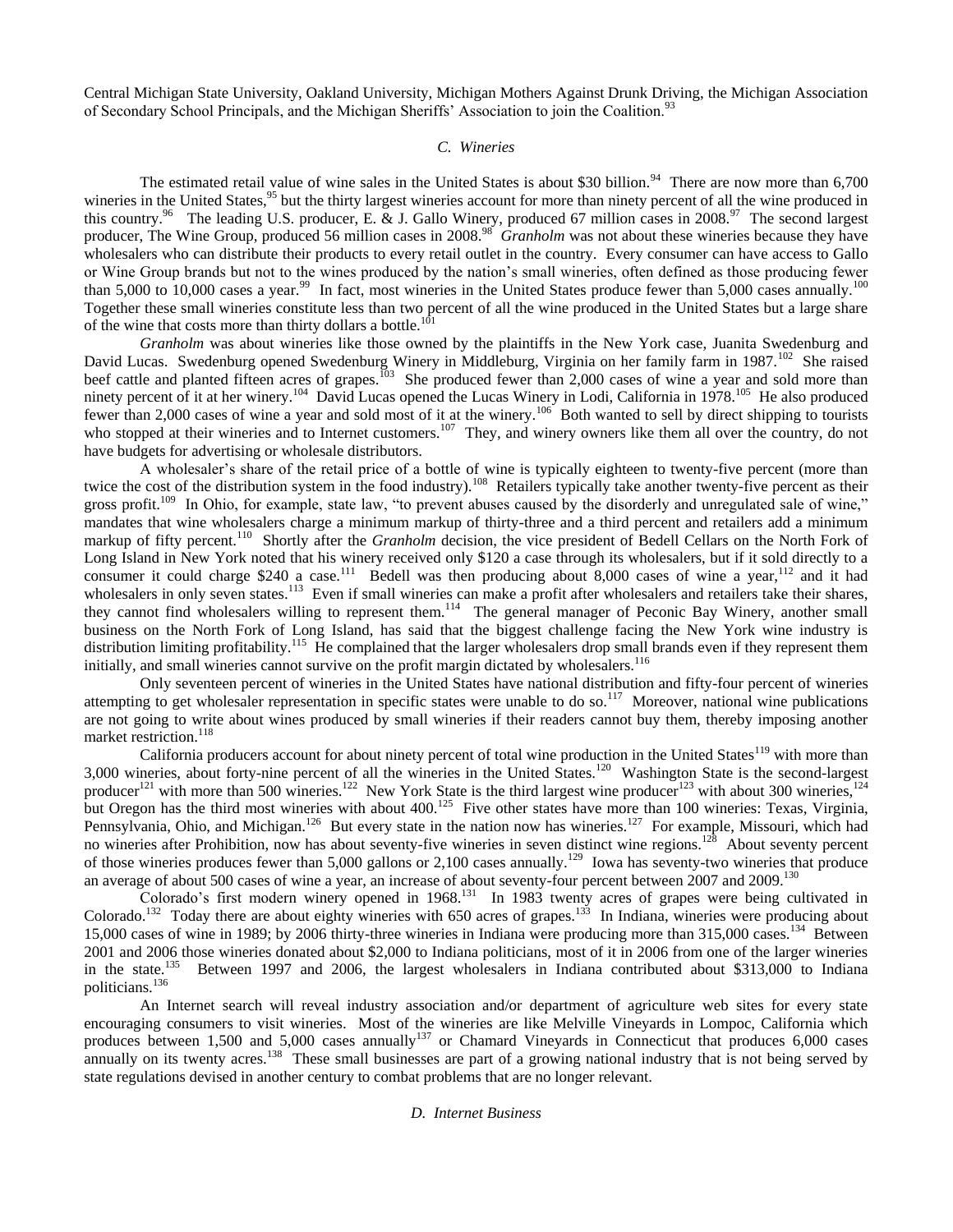Central Michigan State University, Oakland University, Michigan Mothers Against Drunk Driving, the Michigan Association of Secondary School Principals, and the Michigan Sheriffs' Association to join the Coalition.[93]

### *C. Wineries*

The estimated retail value of wine sales in the United States is about $30 billion.[94] There are now more than 6,700 wineries in the United States,[95] but the thirty largest wineries account for more than ninety percent of all the wine produced in this country.[96] The leading U.S. producer, E. & J. Gallo Winery, produced 67 million cases in 2008.[97] The second largest producer, The Wine Group, produced 56 million cases in 2008.[98] *Granholm* was not about these wineries because they have wholesalers who can distribute their products to every retail outlet in the country. Every consumer can have access to Gallo or Wine Group brands but not to the wines produced by the nation's small wineries, often defined as those producing fewer than 5,000 to 10,000 cases a year.[99] In fact, most wineries in the United States produce fewer than 5,000 cases annually.[100] Together these small wineries constitute less than two percent of all the wine produced in the United States but a large share of the wine that costs more than thirty dollars a bottle.[101]

*Granholm* was about wineries like those owned by the plaintiffs in the New York case, Juanita Swedenburg and David Lucas. Swedenburg opened Swedenburg Winery in Middleburg, Virginia on her family farm in 1987.[102] She raised beef cattle and planted fifteen acres of grapes.[103] She produced fewer than 2,000 cases of wine a year and sold more than ninety percent of it at her winery.[104] David Lucas opened the Lucas Winery in Lodi, California in 1978.[105] He also produced fewer than 2,000 cases of wine a year and sold most of it at the winery.[106] Both wanted to sell by direct shipping to tourists who stopped at their wineries and to Internet customers.[107] They, and winery owners like them all over the country, do not have budgets for advertising or wholesale distributors.

A wholesaler's share of the retail price of a bottle of wine is typically eighteen to twenty-five percent (more than twice the cost of the distribution system in the food industry).[108] Retailers typically take another twenty-five percent as their gross profit.[109] In Ohio, for example, state law, "to prevent abuses caused by the disorderly and unregulated sale of wine," mandates that wine wholesalers charge a minimum markup of thirty-three and a third percent and retailers add a minimum markup of fifty percent.[110] Shortly after the *Granholm* decision, the vice president of Bedell Cellars on the North Fork of Long Island in New York noted that his winery received only $120 a case through its wholesalers, but if it sold directly to a consumer it could charge $240 a case.[111] Bedell was then producing about 8,000 cases of wine a year,[112] and it had wholesalers in only seven states.[113] Even if small wineries can make a profit after wholesalers and retailers take their shares, they cannot find wholesalers willing to represent them.[114] The general manager of Peconic Bay Winery, another small business on the North Fork of Long Island, has said that the biggest challenge facing the New York wine industry is distribution limiting profitability.[115] He complained that the larger wholesalers drop small brands even if they represent them initially, and small wineries cannot survive on the profit margin dictated by wholesalers.[116]

Only seventeen percent of wineries in the United States have national distribution and fifty-four percent of wineries attempting to get wholesaler representation in specific states were unable to do so.[117] Moreover, national wine publications are not going to write about wines produced by small wineries if their readers cannot buy them, thereby imposing another market restriction.[118]

California producers account for about ninety percent of total wine production in the United States[119] with more than 3,000 wineries, about forty-nine percent of all the wineries in the United States.[120] Washington State is the second-largest producer[121] with more than 500 wineries.[122] New York State is the third largest wine producer[123] with about 300 wineries,[124] but Oregon has the third most wineries with about 400.[125] Five other states have more than 100 wineries: Texas, Virginia, Pennsylvania, Ohio, and Michigan.[126] But every state in the nation now has wineries.[127] For example, Missouri, which had no wineries after Prohibition, now has about seventy-five wineries in seven distinct wine regions.[128] About seventy percent of those wineries produces fewer than 5,000 gallons or 2,100 cases annually.[129] Iowa has seventy-two wineries that produce an average of about 500 cases of wine a year, an increase of about seventy-four percent between 2007 and 2009.[130]

Colorado's first modern winery opened in 1968.[131] In 1983 twenty acres of grapes were being cultivated in Colorado.[132] Today there are about eighty wineries with 650 acres of grapes.[133] In Indiana, wineries were producing about 15,000 cases of wine in 1989; by 2006 thirty-three wineries in Indiana were producing more than 315,000 cases.[134] Between 2001 and 2006 those wineries donated about $2,000 to Indiana politicians, most of it in 2006 from one of the larger wineries in the state.[135] Between 1997 and 2006, the largest wholesalers in Indiana contributed about $313,000 to Indiana politicians.[136]

An Internet search will reveal industry association and/or department of agriculture web sites for every state encouraging consumers to visit wineries. Most of the wineries are like Melville Vineyards in Lompoc, California which produces between 1,500 and 5,000 cases annually[137] or Chamard Vineyards in Connecticut that produces 6,000 cases annually on its twenty acres.[138] These small businesses are part of a growing national industry that is not being served by state regulations devised in another century to combat problems that are no longer relevant.

### *D. Internet Business*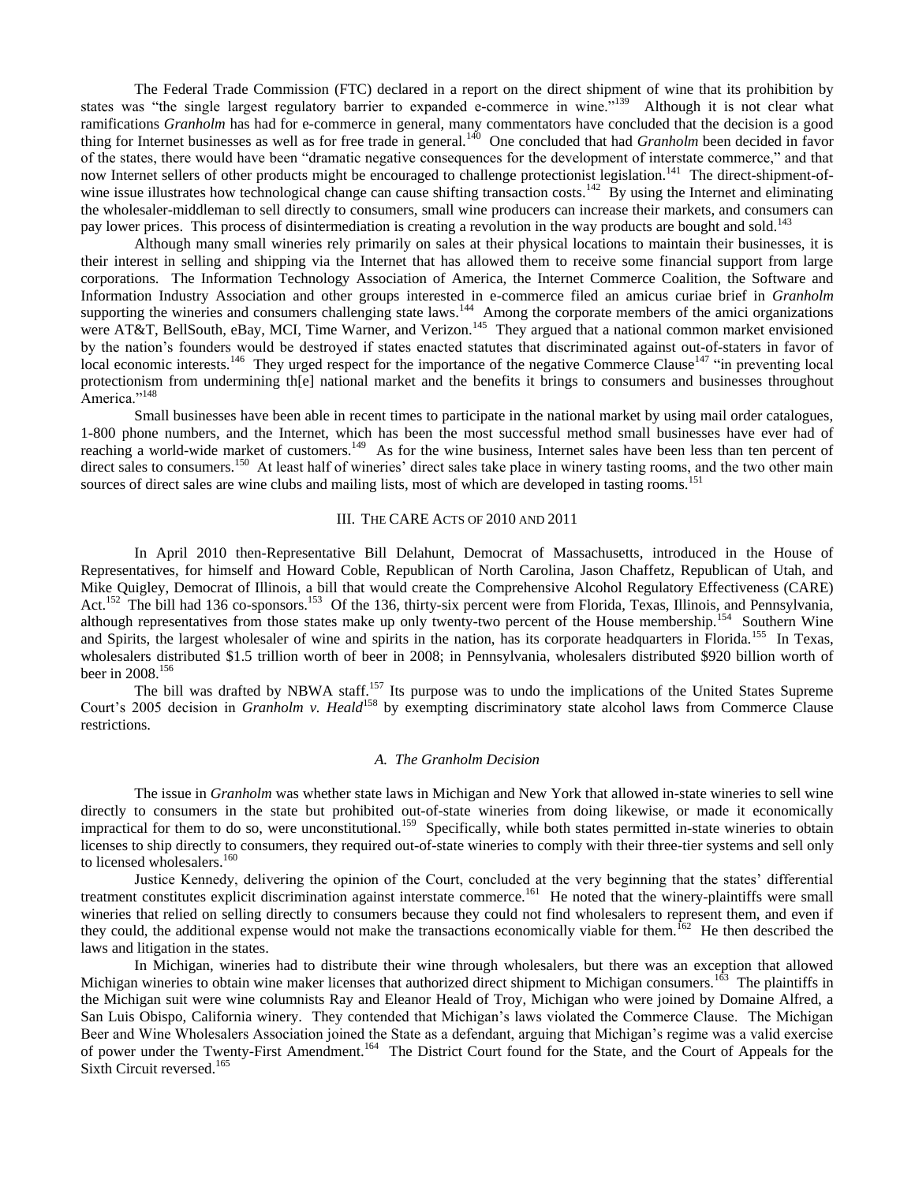The Federal Trade Commission (FTC) declared in a report on the direct shipment of wine that its prohibition by states was "the single largest regulatory barrier to expanded e-commerce in wine."[139] Although it is not clear what ramifications *Granholm* has had for e-commerce in general, many commentators have concluded that the decision is a good thing for Internet businesses as well as for free trade in general.[140] One concluded that had *Granholm* been decided in favor of the states, there would have been "dramatic negative consequences for the development of interstate commerce," and that now Internet sellers of other products might be encouraged to challenge protectionist legislation.[141] The direct-shipment-of-wine issue illustrates how technological change can cause shifting transaction costs.[142] By using the Internet and eliminating the wholesaler-middleman to sell directly to consumers, small wine producers can increase their markets, and consumers can pay lower prices. This process of disintermediation is creating a revolution in the way products are bought and sold.[143]

Although many small wineries rely primarily on sales at their physical locations to maintain their businesses, it is their interest in selling and shipping via the Internet that has allowed them to receive some financial support from large corporations. The Information Technology Association of America, the Internet Commerce Coalition, the Software and Information Industry Association and other groups interested in e-commerce filed an amicus curiae brief in *Granholm* supporting the wineries and consumers challenging state laws.[144] Among the corporate members of the amici organizations were AT&T, BellSouth, eBay, MCI, Time Warner, and Verizon.[145] They argued that a national common market envisioned by the nation's founders would be destroyed if states enacted statutes that discriminated against out-of-staters in favor of local economic interests.[146] They urged respect for the importance of the negative Commerce Clause[147] "in preventing local protectionism from undermining th[e] national market and the benefits it brings to consumers and businesses throughout America."[148]

Small businesses have been able in recent times to participate in the national market by using mail order catalogues, 1-800 phone numbers, and the Internet, which has been the most successful method small businesses have ever had of reaching a world-wide market of customers.[149] As for the wine business, Internet sales have been less than ten percent of direct sales to consumers.[150] At least half of wineries' direct sales take place in winery tasting rooms, and the two other main sources of direct sales are wine clubs and mailing lists, most of which are developed in tasting rooms.[151]

## III. THE CARE ACTS OF 2010 AND 2011

In April 2010 then-Representative Bill Delahunt, Democrat of Massachusetts, introduced in the House of Representatives, for himself and Howard Coble, Republican of North Carolina, Jason Chaffetz, Republican of Utah, and Mike Quigley, Democrat of Illinois, a bill that would create the Comprehensive Alcohol Regulatory Effectiveness (CARE) Act.[152] The bill had 136 co-sponsors.[153] Of the 136, thirty-six percent were from Florida, Texas, Illinois, and Pennsylvania, although representatives from those states make up only twenty-two percent of the House membership.[154] Southern Wine and Spirits, the largest wholesaler of wine and spirits in the nation, has its corporate headquarters in Florida.[155] In Texas, wholesalers distributed \$1.5 trillion worth of beer in 2008; in Pennsylvania, wholesalers distributed \$920 billion worth of beer in 2008.[156]

The bill was drafted by NBWA staff.[157] Its purpose was to undo the implications of the United States Supreme Court's 2005 decision in *Granholm v. Heald*[158] by exempting discriminatory state alcohol laws from Commerce Clause restrictions.

### *A. The Granholm Decision*

The issue in *Granholm* was whether state laws in Michigan and New York that allowed in-state wineries to sell wine directly to consumers in the state but prohibited out-of-state wineries from doing likewise, or made it economically impractical for them to do so, were unconstitutional.[159] Specifically, while both states permitted in-state wineries to obtain licenses to ship directly to consumers, they required out-of-state wineries to comply with their three-tier systems and sell only to licensed wholesalers.[160]

Justice Kennedy, delivering the opinion of the Court, concluded at the very beginning that the states' differential treatment constitutes explicit discrimination against interstate commerce.[161] He noted that the winery-plaintiffs were small wineries that relied on selling directly to consumers because they could not find wholesalers to represent them, and even if they could, the additional expense would not make the transactions economically viable for them.[162] He then described the laws and litigation in the states.

In Michigan, wineries had to distribute their wine through wholesalers, but there was an exception that allowed Michigan wineries to obtain wine maker licenses that authorized direct shipment to Michigan consumers.[163] The plaintiffs in the Michigan suit were wine columnists Ray and Eleanor Heald of Troy, Michigan who were joined by Domaine Alfred, a San Luis Obispo, California winery. They contended that Michigan's laws violated the Commerce Clause. The Michigan Beer and Wine Wholesalers Association joined the State as a defendant, arguing that Michigan's regime was a valid exercise of power under the Twenty-First Amendment.[164] The District Court found for the State, and the Court of Appeals for the Sixth Circuit reversed.[165]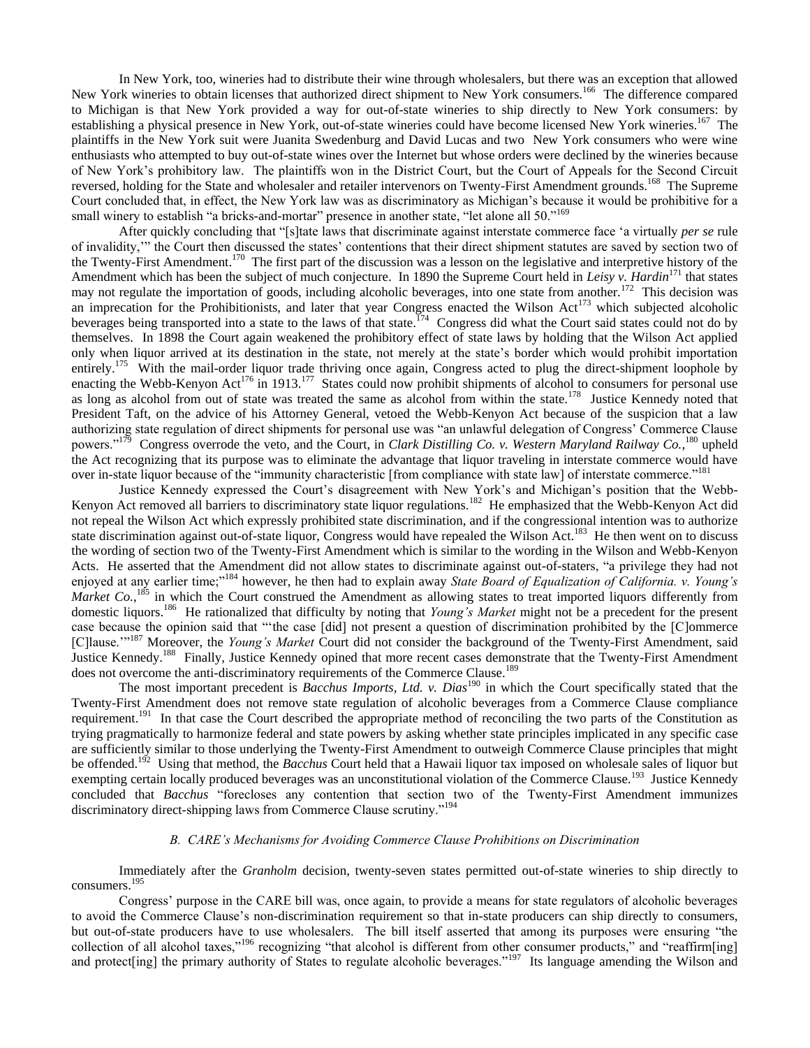In New York, too, wineries had to distribute their wine through wholesalers, but there was an exception that allowed New York wineries to obtain licenses that authorized direct shipment to New York consumers.[166] The difference compared to Michigan is that New York provided a way for out-of-state wineries to ship directly to New York consumers: by establishing a physical presence in New York, out-of-state wineries could have become licensed New York wineries.[167] The plaintiffs in the New York suit were Juanita Swedenburg and David Lucas and two New York consumers who were wine enthusiasts who attempted to buy out-of-state wines over the Internet but whose orders were declined by the wineries because of New York's prohibitory law. The plaintiffs won in the District Court, but the Court of Appeals for the Second Circuit reversed, holding for the State and wholesaler and retailer intervenors on Twenty-First Amendment grounds.[168] The Supreme Court concluded that, in effect, the New York law was as discriminatory as Michigan's because it would be prohibitive for a small winery to establish "a bricks-and-mortar" presence in another state, "let alone all 50."[169]

After quickly concluding that "[s]tate laws that discriminate against interstate commerce face 'a virtually *per se* rule of invalidity,'" the Court then discussed the states' contentions that their direct shipment statutes are saved by section two of the Twenty-First Amendment.[170] The first part of the discussion was a lesson on the legislative and interpretive history of the Amendment which has been the subject of much conjecture. In 1890 the Supreme Court held in *Leisy v. Hardin*[171] that states may not regulate the importation of goods, including alcoholic beverages, into one state from another.[172] This decision was an imprecation for the Prohibitionists, and later that year Congress enacted the Wilson Act[173] which subjected alcoholic beverages being transported into a state to the laws of that state.[174] Congress did what the Court said states could not do by themselves. In 1898 the Court again weakened the prohibitory effect of state laws by holding that the Wilson Act applied only when liquor arrived at its destination in the state, not merely at the state's border which would prohibit importation entirely.[175] With the mail-order liquor trade thriving once again, Congress acted to plug the direct-shipment loophole by enacting the Webb-Kenyon Act[176] in 1913.[177] States could now prohibit shipments of alcohol to consumers for personal use as long as alcohol from out of state was treated the same as alcohol from within the state.[178] Justice Kennedy noted that President Taft, on the advice of his Attorney General, vetoed the Webb-Kenyon Act because of the suspicion that a law authorizing state regulation of direct shipments for personal use was "an unlawful delegation of Congress' Commerce Clause powers."[179] Congress overrode the veto, and the Court, in *Clark Distilling Co. v. Western Maryland Railway Co.*,[180] upheld the Act recognizing that its purpose was to eliminate the advantage that liquor traveling in interstate commerce would have over in-state liquor because of the "immunity characteristic [from compliance with state law] of interstate commerce."[181]

Justice Kennedy expressed the Court's disagreement with New York's and Michigan's position that the Webb-Kenyon Act removed all barriers to discriminatory state liquor regulations.[182] He emphasized that the Webb-Kenyon Act did not repeal the Wilson Act which expressly prohibited state discrimination, and if the congressional intention was to authorize state discrimination against out-of-state liquor, Congress would have repealed the Wilson Act.[183] He then went on to discuss the wording of section two of the Twenty-First Amendment which is similar to the wording in the Wilson and Webb-Kenyon Acts. He asserted that the Amendment did not allow states to discriminate against out-of-staters, "a privilege they had not enjoyed at any earlier time;"[184] however, he then had to explain away *State Board of Equalization of California. v. Young's Market Co.*,[185] in which the Court construed the Amendment as allowing states to treat imported liquors differently from domestic liquors.[186] He rationalized that difficulty by noting that *Young's Market* might not be a precedent for the present case because the opinion said that "'the case [did] not present a question of discrimination prohibited by the [C]ommerce [C]lause.'"[187] Moreover, the *Young's Market* Court did not consider the background of the Twenty-First Amendment, said Justice Kennedy.[188] Finally, Justice Kennedy opined that more recent cases demonstrate that the Twenty-First Amendment does not overcome the anti-discriminatory requirements of the Commerce Clause.[189]

The most important precedent is *Bacchus Imports, Ltd. v. Dias*[190] in which the Court specifically stated that the Twenty-First Amendment does not remove state regulation of alcoholic beverages from a Commerce Clause compliance requirement.[191] In that case the Court described the appropriate method of reconciling the two parts of the Constitution as trying pragmatically to harmonize federal and state powers by asking whether state principles implicated in any specific case are sufficiently similar to those underlying the Twenty-First Amendment to outweigh Commerce Clause principles that might be offended.[192] Using that method, the *Bacchus* Court held that a Hawaii liquor tax imposed on wholesale sales of liquor but exempting certain locally produced beverages was an unconstitutional violation of the Commerce Clause.[193] Justice Kennedy concluded that *Bacchus* "forecloses any contention that section two of the Twenty-First Amendment immunizes discriminatory direct-shipping laws from Commerce Clause scrutiny."[194]

### *B. CARE's Mechanisms for Avoiding Commerce Clause Prohibitions on Discrimination*

Immediately after the *Granholm* decision, twenty-seven states permitted out-of-state wineries to ship directly to consumers.[195]

Congress' purpose in the CARE bill was, once again, to provide a means for state regulators of alcoholic beverages to avoid the Commerce Clause's non-discrimination requirement so that in-state producers can ship directly to consumers, but out-of-state producers have to use wholesalers. The bill itself asserted that among its purposes were ensuring "the collection of all alcohol taxes,"[196] recognizing "that alcohol is different from other consumer products," and "reaffirm[ing] and protect[ing] the primary authority of States to regulate alcoholic beverages."[197] Its language amending the Wilson and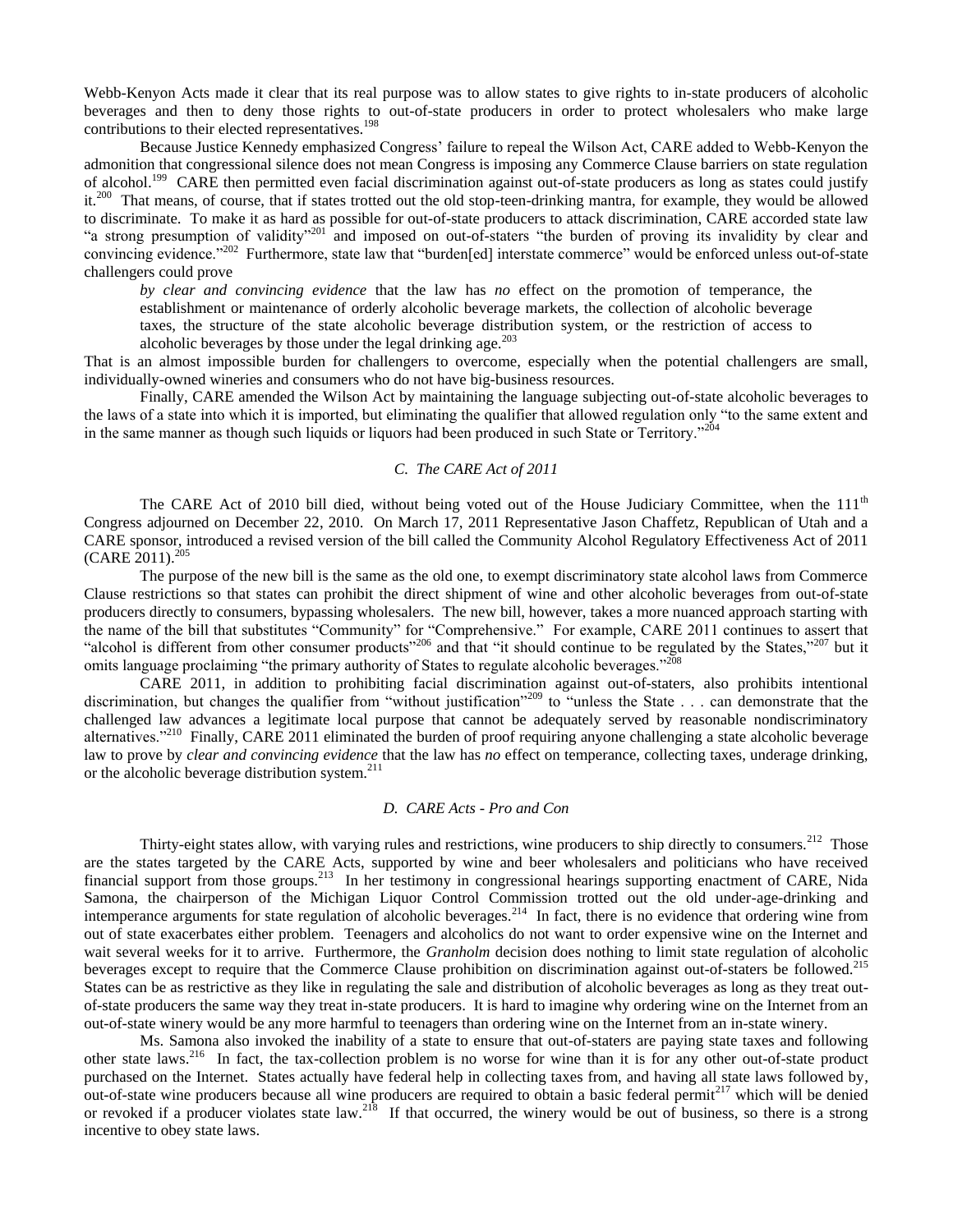Webb-Kenyon Acts made it clear that its real purpose was to allow states to give rights to in-state producers of alcoholic beverages and then to deny those rights to out-of-state producers in order to protect wholesalers who make large contributions to their elected representatives.[198]

Because Justice Kennedy emphasized Congress' failure to repeal the Wilson Act, CARE added to Webb-Kenyon the admonition that congressional silence does not mean Congress is imposing any Commerce Clause barriers on state regulation of alcohol.[199] CARE then permitted even facial discrimination against out-of-state producers as long as states could justify it.[200] That means, of course, that if states trotted out the old stop-teen-drinking mantra, for example, they would be allowed to discriminate. To make it as hard as possible for out-of-state producers to attack discrimination, CARE accorded state law "a strong presumption of validity"[201] and imposed on out-of-staters "the burden of proving its invalidity by clear and convincing evidence."[202] Furthermore, state law that "burden[ed] interstate commerce" would be enforced unless out-of-state challengers could prove

> *by clear and convincing evidence* that the law has *no* effect on the promotion of temperance, the establishment or maintenance of orderly alcoholic beverage markets, the collection of alcoholic beverage taxes, the structure of the state alcoholic beverage distribution system, or the restriction of access to alcoholic beverages by those under the legal drinking age.[203]

That is an almost impossible burden for challengers to overcome, especially when the potential challengers are small, individually-owned wineries and consumers who do not have big-business resources.

Finally, CARE amended the Wilson Act by maintaining the language subjecting out-of-state alcoholic beverages to the laws of a state into which it is imported, but eliminating the qualifier that allowed regulation only "to the same extent and in the same manner as though such liquids or liquors had been produced in such State or Territory."[204]

### *C. The CARE Act of 2011*

The CARE Act of 2010 bill died, without being voted out of the House Judiciary Committee, when the 111th Congress adjourned on December 22, 2010. On March 17, 2011 Representative Jason Chaffetz, Republican of Utah and a CARE sponsor, introduced a revised version of the bill called the Community Alcohol Regulatory Effectiveness Act of 2011 (CARE 2011).[205]

The purpose of the new bill is the same as the old one, to exempt discriminatory state alcohol laws from Commerce Clause restrictions so that states can prohibit the direct shipment of wine and other alcoholic beverages from out-of-state producers directly to consumers, bypassing wholesalers. The new bill, however, takes a more nuanced approach starting with the name of the bill that substitutes "Community" for "Comprehensive." For example, CARE 2011 continues to assert that "alcohol is different from other consumer products"[206] and that "it should continue to be regulated by the States,"[207] but it omits language proclaiming "the primary authority of States to regulate alcoholic beverages."[208]

CARE 2011, in addition to prohibiting facial discrimination against out-of-staters, also prohibits intentional discrimination, but changes the qualifier from "without justification"[209] to "unless the State . . . can demonstrate that the challenged law advances a legitimate local purpose that cannot be adequately served by reasonable nondiscriminatory alternatives."[210] Finally, CARE 2011 eliminated the burden of proof requiring anyone challenging a state alcoholic beverage law to prove by *clear and convincing evidence* that the law has *no* effect on temperance, collecting taxes, underage drinking, or the alcoholic beverage distribution system.[211]

### *D. CARE Acts - Pro and Con*

Thirty-eight states allow, with varying rules and restrictions, wine producers to ship directly to consumers.[212] Those are the states targeted by the CARE Acts, supported by wine and beer wholesalers and politicians who have received financial support from those groups.[213] In her testimony in congressional hearings supporting enactment of CARE, Nida Samona, the chairperson of the Michigan Liquor Control Commission trotted out the old under-age-drinking and intemperance arguments for state regulation of alcoholic beverages.[214] In fact, there is no evidence that ordering wine from out of state exacerbates either problem. Teenagers and alcoholics do not want to order expensive wine on the Internet and wait several weeks for it to arrive. Furthermore, the *Granholm* decision does nothing to limit state regulation of alcoholic beverages except to require that the Commerce Clause prohibition on discrimination against out-of-staters be followed.[215] States can be as restrictive as they like in regulating the sale and distribution of alcoholic beverages as long as they treat out-of-state producers the same way they treat in-state producers. It is hard to imagine why ordering wine on the Internet from an out-of-state winery would be any more harmful to teenagers than ordering wine on the Internet from an in-state winery.

Ms. Samona also invoked the inability of a state to ensure that out-of-staters are paying state taxes and following other state laws.[216] In fact, the tax-collection problem is no worse for wine than it is for any other out-of-state product purchased on the Internet. States actually have federal help in collecting taxes from, and having all state laws followed by, out-of-state wine producers because all wine producers are required to obtain a basic federal permit[217] which will be denied or revoked if a producer violates state law.[218] If that occurred, the winery would be out of business, so there is a strong incentive to obey state laws.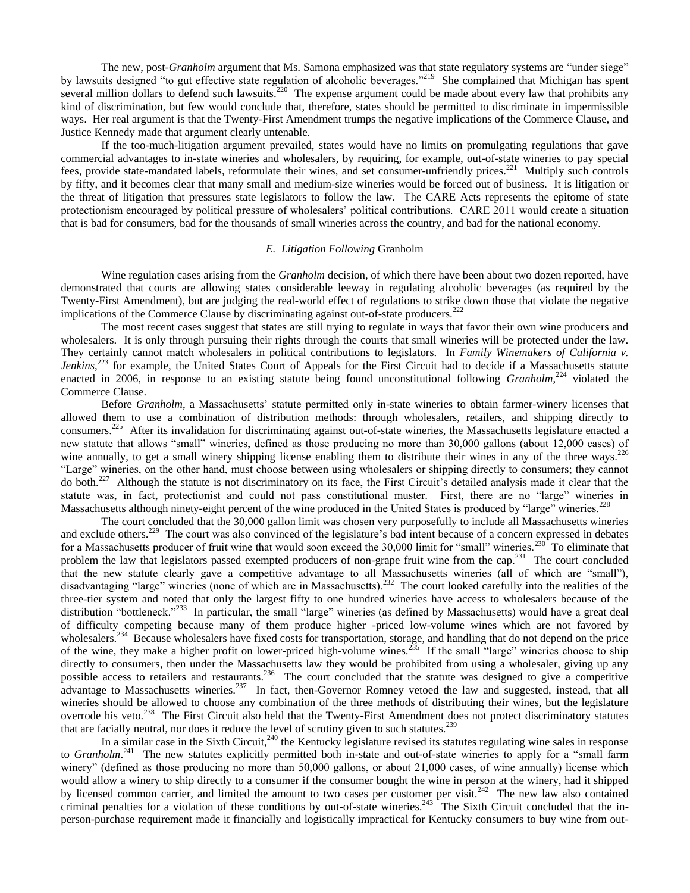The new, post-*Granholm* argument that Ms. Samona emphasized was that state regulatory systems are "under siege" by lawsuits designed "to gut effective state regulation of alcoholic beverages."[219] She complained that Michigan has spent several million dollars to defend such lawsuits.[220] The expense argument could be made about every law that prohibits any kind of discrimination, but few would conclude that, therefore, states should be permitted to discriminate in impermissible ways. Her real argument is that the Twenty-First Amendment trumps the negative implications of the Commerce Clause, and Justice Kennedy made that argument clearly untenable.

If the too-much-litigation argument prevailed, states would have no limits on promulgating regulations that gave commercial advantages to in-state wineries and wholesalers, by requiring, for example, out-of-state wineries to pay special fees, provide state-mandated labels, reformulate their wines, and set consumer-unfriendly prices.[221] Multiply such controls by fifty, and it becomes clear that many small and medium-size wineries would be forced out of business. It is litigation or the threat of litigation that pressures state legislators to follow the law. The CARE Acts represents the epitome of state protectionism encouraged by political pressure of wholesalers' political contributions. CARE 2011 would create a situation that is bad for consumers, bad for the thousands of small wineries across the country, and bad for the national economy.

### *E. Litigation Following* Granholm

Wine regulation cases arising from the *Granholm* decision, of which there have been about two dozen reported, have demonstrated that courts are allowing states considerable leeway in regulating alcoholic beverages (as required by the Twenty-First Amendment), but are judging the real-world effect of regulations to strike down those that violate the negative implications of the Commerce Clause by discriminating against out-of-state producers.[222]

The most recent cases suggest that states are still trying to regulate in ways that favor their own wine producers and wholesalers. It is only through pursuing their rights through the courts that small wineries will be protected under the law. They certainly cannot match wholesalers in political contributions to legislators. In *Family Winemakers of California v. Jenkins*,[223] for example, the United States Court of Appeals for the First Circuit had to decide if a Massachusetts statute enacted in 2006, in response to an existing statute being found unconstitutional following *Granholm*,[224] violated the Commerce Clause.

Before *Granholm*, a Massachusetts' statute permitted only in-state wineries to obtain farmer-winery licenses that allowed them to use a combination of distribution methods: through wholesalers, retailers, and shipping directly to consumers.[225] After its invalidation for discriminating against out-of-state wineries, the Massachusetts legislature enacted a new statute that allows "small" wineries, defined as those producing no more than 30,000 gallons (about 12,000 cases) of wine annually, to get a small winery shipping license enabling them to distribute their wines in any of the three ways.[226] "Large" wineries, on the other hand, must choose between using wholesalers or shipping directly to consumers; they cannot do both.[227] Although the statute is not discriminatory on its face, the First Circuit's detailed analysis made it clear that the statute was, in fact, protectionist and could not pass constitutional muster. First, there are no "large" wineries in Massachusetts although ninety-eight percent of the wine produced in the United States is produced by "large" wineries.[228]

The court concluded that the 30,000 gallon limit was chosen very purposefully to include all Massachusetts wineries and exclude others.[229] The court was also convinced of the legislature's bad intent because of a concern expressed in debates for a Massachusetts producer of fruit wine that would soon exceed the 30,000 limit for "small" wineries.[230] To eliminate that problem the law that legislators passed exempted producers of non-grape fruit wine from the cap.[231] The court concluded that the new statute clearly gave a competitive advantage to all Massachusetts wineries (all of which are "small"), disadvantaging "large" wineries (none of which are in Massachusetts).[232] The court looked carefully into the realities of the three-tier system and noted that only the largest fifty to one hundred wineries have access to wholesalers because of the distribution "bottleneck."[233] In particular, the small "large" wineries (as defined by Massachusetts) would have a great deal of difficulty competing because many of them produce higher -priced low-volume wines which are not favored by wholesalers.[234] Because wholesalers have fixed costs for transportation, storage, and handling that do not depend on the price of the wine, they make a higher profit on lower-priced high-volume wines.[235] If the small "large" wineries choose to ship directly to consumers, then under the Massachusetts law they would be prohibited from using a wholesaler, giving up any possible access to retailers and restaurants.[236] The court concluded that the statute was designed to give a competitive advantage to Massachusetts wineries.[237] In fact, then-Governor Romney vetoed the law and suggested, instead, that all wineries should be allowed to choose any combination of the three methods of distributing their wines, but the legislature overrode his veto.[238] The First Circuit also held that the Twenty-First Amendment does not protect discriminatory statutes that are facially neutral, nor does it reduce the level of scrutiny given to such statutes.[239]

In a similar case in the Sixth Circuit,[240] the Kentucky legislature revised its statutes regulating wine sales in response to *Granholm*.[241] The new statutes explicitly permitted both in-state and out-of-state wineries to apply for a "small farm winery" (defined as those producing no more than 50,000 gallons, or about 21,000 cases, of wine annually) license which would allow a winery to ship directly to a consumer if the consumer bought the wine in person at the winery, had it shipped by licensed common carrier, and limited the amount to two cases per customer per visit.[242] The new law also contained criminal penalties for a violation of these conditions by out-of-state wineries.[243] The Sixth Circuit concluded that the in-person-purchase requirement made it financially and logistically impractical for Kentucky consumers to buy wine from out-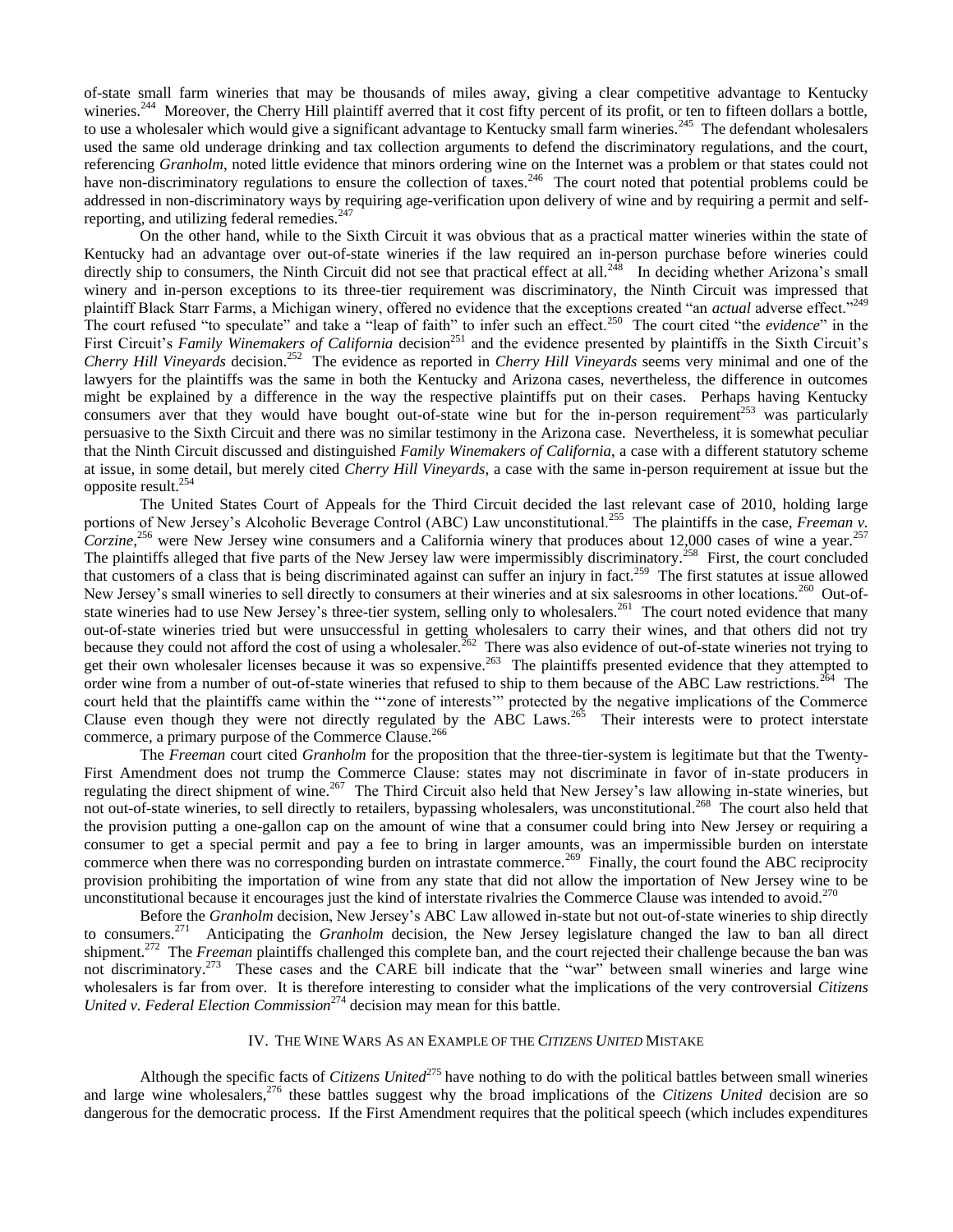of-state small farm wineries that may be thousands of miles away, giving a clear competitive advantage to Kentucky wineries.[244] Moreover, the Cherry Hill plaintiff averred that it cost fifty percent of its profit, or ten to fifteen dollars a bottle, to use a wholesaler which would give a significant advantage to Kentucky small farm wineries.[245] The defendant wholesalers used the same old underage drinking and tax collection arguments to defend the discriminatory regulations, and the court, referencing *Granholm*, noted little evidence that minors ordering wine on the Internet was a problem or that states could not have non-discriminatory regulations to ensure the collection of taxes.[246] The court noted that potential problems could be addressed in non-discriminatory ways by requiring age-verification upon delivery of wine and by requiring a permit and self-reporting, and utilizing federal remedies.[247]

On the other hand, while to the Sixth Circuit it was obvious that as a practical matter wineries within the state of Kentucky had an advantage over out-of-state wineries if the law required an in-person purchase before wineries could directly ship to consumers, the Ninth Circuit did not see that practical effect at all.[248] In deciding whether Arizona's small winery and in-person exceptions to its three-tier requirement was discriminatory, the Ninth Circuit was impressed that plaintiff Black Starr Farms, a Michigan winery, offered no evidence that the exceptions created "an *actual* adverse effect."[249] The court refused "to speculate" and take a "leap of faith" to infer such an effect.[250] The court cited "the *evidence*" in the First Circuit's *Family Winemakers of California* decision[251] and the evidence presented by plaintiffs in the Sixth Circuit's *Cherry Hill Vineyards* decision.[252] The evidence as reported in *Cherry Hill Vineyards* seems very minimal and one of the lawyers for the plaintiffs was the same in both the Kentucky and Arizona cases, nevertheless, the difference in outcomes might be explained by a difference in the way the respective plaintiffs put on their cases. Perhaps having Kentucky consumers aver that they would have bought out-of-state wine but for the in-person requirement[253] was particularly persuasive to the Sixth Circuit and there was no similar testimony in the Arizona case. Nevertheless, it is somewhat peculiar that the Ninth Circuit discussed and distinguished *Family Winemakers of California*, a case with a different statutory scheme at issue, in some detail, but merely cited *Cherry Hill Vineyards*, a case with the same in-person requirement at issue but the opposite result.[254]

The United States Court of Appeals for the Third Circuit decided the last relevant case of 2010, holding large portions of New Jersey's Alcoholic Beverage Control (ABC) Law unconstitutional.[255] The plaintiffs in the case, *Freeman v. Corzine*,[256] were New Jersey wine consumers and a California winery that produces about 12,000 cases of wine a year.[257] The plaintiffs alleged that five parts of the New Jersey law were impermissibly discriminatory.[258] First, the court concluded that customers of a class that is being discriminated against can suffer an injury in fact.[259] The first statutes at issue allowed New Jersey's small wineries to sell directly to consumers at their wineries and at six salesrooms in other locations.[260] Out-of-state wineries had to use New Jersey's three-tier system, selling only to wholesalers.[261] The court noted evidence that many out-of-state wineries tried but were unsuccessful in getting wholesalers to carry their wines, and that others did not try because they could not afford the cost of using a wholesaler.[262] There was also evidence of out-of-state wineries not trying to get their own wholesaler licenses because it was so expensive.[263] The plaintiffs presented evidence that they attempted to order wine from a number of out-of-state wineries that refused to ship to them because of the ABC Law restrictions.[264] The court held that the plaintiffs came within the "'zone of interests'" protected by the negative implications of the Commerce Clause even though they were not directly regulated by the ABC Laws.[265] Their interests were to protect interstate commerce, a primary purpose of the Commerce Clause.[266]

The *Freeman* court cited *Granholm* for the proposition that the three-tier-system is legitimate but that the Twenty-First Amendment does not trump the Commerce Clause: states may not discriminate in favor of in-state producers in regulating the direct shipment of wine.[267] The Third Circuit also held that New Jersey's law allowing in-state wineries, but not out-of-state wineries, to sell directly to retailers, bypassing wholesalers, was unconstitutional.[268] The court also held that the provision putting a one-gallon cap on the amount of wine that a consumer could bring into New Jersey or requiring a consumer to get a special permit and pay a fee to bring in larger amounts, was an impermissible burden on interstate commerce when there was no corresponding burden on intrastate commerce.[269] Finally, the court found the ABC reciprocity provision prohibiting the importation of wine from any state that did not allow the importation of New Jersey wine to be unconstitutional because it encourages just the kind of interstate rivalries the Commerce Clause was intended to avoid.[270]

Before the *Granholm* decision, New Jersey's ABC Law allowed in-state but not out-of-state wineries to ship directly to consumers.[271] Anticipating the *Granholm* decision, the New Jersey legislature changed the law to ban all direct shipment.[272] The *Freeman* plaintiffs challenged this complete ban, and the court rejected their challenge because the ban was not discriminatory.[273] These cases and the CARE bill indicate that the "war" between small wineries and large wine wholesalers is far from over. It is therefore interesting to consider what the implications of the very controversial *Citizens United v. Federal Election Commission*[274] decision may mean for this battle.

## IV. The Wine Wars As an Example of the *Citizens United* Mistake

Although the specific facts of *Citizens United*[275] have nothing to do with the political battles between small wineries and large wine wholesalers,[276] these battles suggest why the broad implications of the *Citizens United* decision are so dangerous for the democratic process. If the First Amendment requires that the political speech (which includes expenditures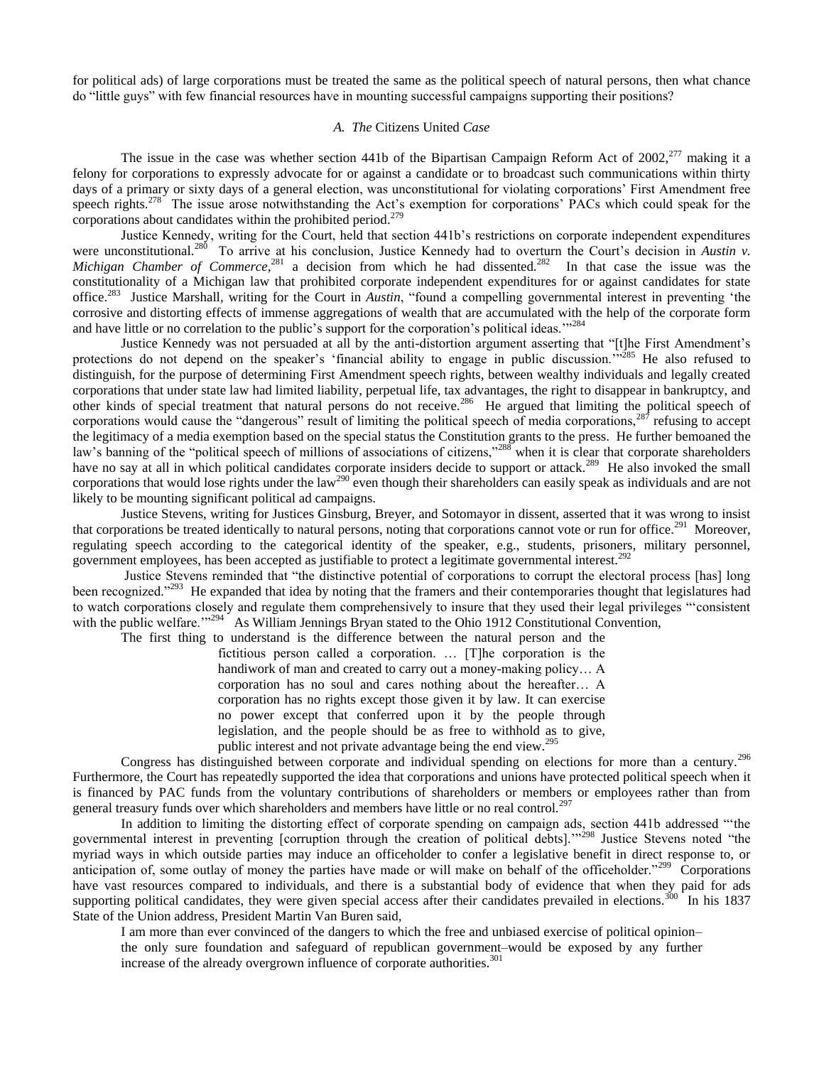for political ads) of large corporations must be treated the same as the political speech of natural persons, then what chance do "little guys" with few financial resources have in mounting successful campaigns supporting their positions?

### *A. The* Citizens United *Case*

The issue in the case was whether section 441b of the Bipartisan Campaign Reform Act of 2002,[277] making it a felony for corporations to expressly advocate for or against a candidate or to broadcast such communications within thirty days of a primary or sixty days of a general election, was unconstitutional for violating corporations' First Amendment free speech rights.[278] The issue arose notwithstanding the Act's exemption for corporations' PACs which could speak for the corporations about candidates within the prohibited period.[279]

Justice Kennedy, writing for the Court, held that section 441b's restrictions on corporate independent expenditures were unconstitutional.[280] To arrive at his conclusion, Justice Kennedy had to overturn the Court's decision in *Austin v. Michigan Chamber of Commerce*,[281] a decision from which he had dissented.[282] In that case the issue was the constitutionality of a Michigan law that prohibited corporate independent expenditures for or against candidates for state office.[283] Justice Marshall, writing for the Court in *Austin*, "found a compelling governmental interest in preventing 'the corrosive and distorting effects of immense aggregations of wealth that are accumulated with the help of the corporate form and have little or no correlation to the public's support for the corporation's political ideas.'"[284]

Justice Kennedy was not persuaded at all by the anti-distortion argument asserting that "[t]he First Amendment's protections do not depend on the speaker's 'financial ability to engage in public discussion.'"[285] He also refused to distinguish, for the purpose of determining First Amendment speech rights, between wealthy individuals and legally created corporations that under state law had limited liability, perpetual life, tax advantages, the right to disappear in bankruptcy, and other kinds of special treatment that natural persons do not receive.[286] He argued that limiting the political speech of corporations would cause the "dangerous" result of limiting the political speech of media corporations,[287] refusing to accept the legitimacy of a media exemption based on the special status the Constitution grants to the press. He further bemoaned the law's banning of the "political speech of millions of associations of citizens,"[288] when it is clear that corporate shareholders have no say at all in which political candidates corporate insiders decide to support or attack.[289] He also invoked the small corporations that would lose rights under the law[290] even though their shareholders can easily speak as individuals and are not likely to be mounting significant political ad campaigns.

Justice Stevens, writing for Justices Ginsburg, Breyer, and Sotomayor in dissent, asserted that it was wrong to insist that corporations be treated identically to natural persons, noting that corporations cannot vote or run for office.[291] Moreover, regulating speech according to the categorical identity of the speaker, e.g., students, prisoners, military personnel, government employees, has been accepted as justifiable to protect a legitimate governmental interest.[292]

Justice Stevens reminded that "the distinctive potential of corporations to corrupt the electoral process [has] long been recognized."[293] He expanded that idea by noting that the framers and their contemporaries thought that legislatures had to watch corporations closely and regulate them comprehensively to insure that they used their legal privileges "'consistent with the public welfare.'"[294] As William Jennings Bryan stated to the Ohio 1912 Constitutional Convention,

> The first thing to understand is the difference between the natural person and the fictitious person called a corporation. … [T]he corporation is the handiwork of man and created to carry out a money-making policy… A corporation has no soul and cares nothing about the hereafter… A corporation has no rights except those given it by law. It can exercise no power except that conferred upon it by the people through legislation, and the people should be as free to withhold as to give, public interest and not private advantage being the end view.[295]

Congress has distinguished between corporate and individual spending on elections for more than a century.[296] Furthermore, the Court has repeatedly supported the idea that corporations and unions have protected political speech when it is financed by PAC funds from the voluntary contributions of shareholders or members or employees rather than from general treasury funds over which shareholders and members have little or no real control.[297]

In addition to limiting the distorting effect of corporate spending on campaign ads, section 441b addressed "'the governmental interest in preventing [corruption through the creation of political debts].'"[298] Justice Stevens noted "the myriad ways in which outside parties may induce an officeholder to confer a legislative benefit in direct response to, or anticipation of, some outlay of money the parties have made or will make on behalf of the officeholder."[299] Corporations have vast resources compared to individuals, and there is a substantial body of evidence that when they paid for ads supporting political candidates, they were given special access after their candidates prevailed in elections.[300] In his 1837 State of the Union address, President Martin Van Buren said,

> I am more than ever convinced of the dangers to which the free and unbiased exercise of political opinion– the only sure foundation and safeguard of republican government–would be exposed by any further increase of the already overgrown influence of corporate authorities.[301]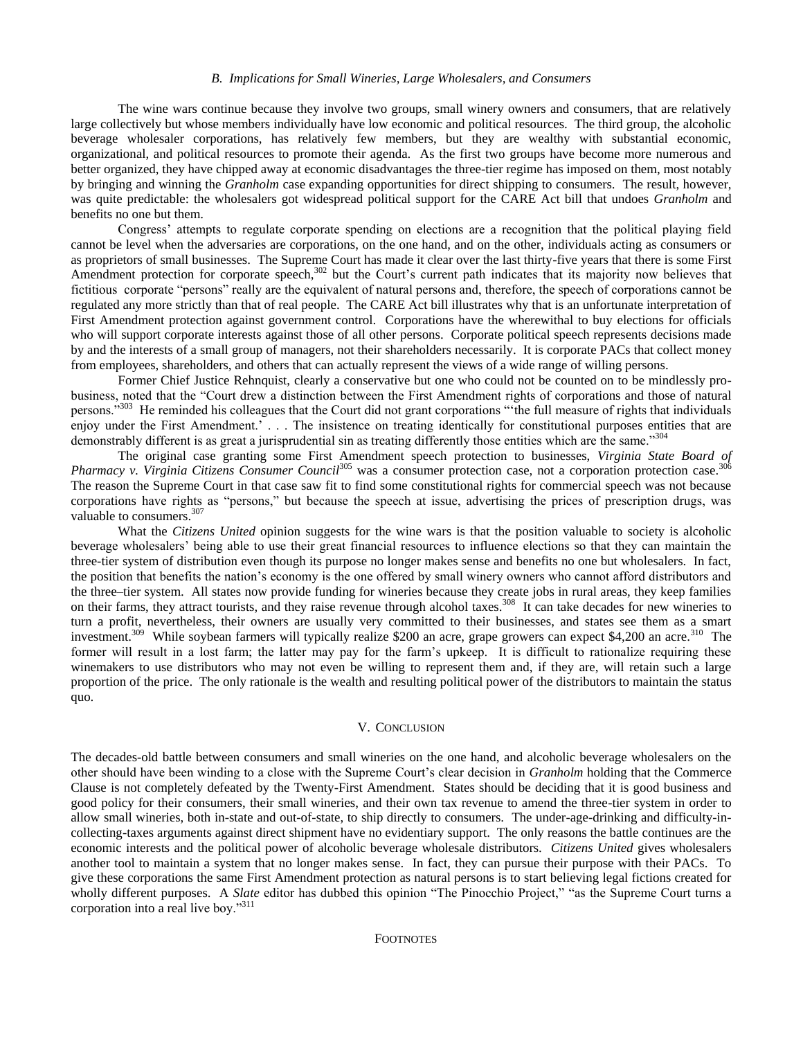### B. Implications for Small Wineries, Large Wholesalers, and Consumers

The wine wars continue because they involve two groups, small winery owners and consumers, that are relatively large collectively but whose members individually have low economic and political resources. The third group, the alcoholic beverage wholesaler corporations, has relatively few members, but they are wealthy with substantial economic, organizational, and political resources to promote their agenda. As the first two groups have become more numerous and better organized, they have chipped away at economic disadvantages the three-tier regime has imposed on them, most notably by bringing and winning the *Granholm* case expanding opportunities for direct shipping to consumers. The result, however, was quite predictable: the wholesalers got widespread political support for the CARE Act bill that undoes *Granholm* and benefits no one but them.

Congress' attempts to regulate corporate spending on elections are a recognition that the political playing field cannot be level when the adversaries are corporations, on the one hand, and on the other, individuals acting as consumers or as proprietors of small businesses. The Supreme Court has made it clear over the last thirty-five years that there is some First Amendment protection for corporate speech,[302] but the Court's current path indicates that its majority now believes that fictitious corporate "persons" really are the equivalent of natural persons and, therefore, the speech of corporations cannot be regulated any more strictly than that of real people. The CARE Act bill illustrates why that is an unfortunate interpretation of First Amendment protection against government control. Corporations have the wherewithal to buy elections for officials who will support corporate interests against those of all other persons. Corporate political speech represents decisions made by and the interests of a small group of managers, not their shareholders necessarily. It is corporate PACs that collect money from employees, shareholders, and others that can actually represent the views of a wide range of willing persons.

Former Chief Justice Rehnquist, clearly a conservative but one who could not be counted on to be mindlessly pro-business, noted that the "Court drew a distinction between the First Amendment rights of corporations and those of natural persons."[303] He reminded his colleagues that the Court did not grant corporations "'the full measure of rights that individuals enjoy under the First Amendment.' . . . The insistence on treating identically for constitutional purposes entities that are demonstrably different is as great a jurisprudential sin as treating differently those entities which are the same."[304]

The original case granting some First Amendment speech protection to businesses, *Virginia State Board of Pharmacy v. Virginia Citizens Consumer Council*[305] was a consumer protection case, not a corporation protection case.[306] The reason the Supreme Court in that case saw fit to find some constitutional rights for commercial speech was not because corporations have rights as "persons," but because the speech at issue, advertising the prices of prescription drugs, was valuable to consumers.[307]

What the *Citizens United* opinion suggests for the wine wars is that the position valuable to society is alcoholic beverage wholesalers' being able to use their great financial resources to influence elections so that they can maintain the three-tier system of distribution even though its purpose no longer makes sense and benefits no one but wholesalers. In fact, the position that benefits the nation's economy is the one offered by small winery owners who cannot afford distributors and the three–tier system. All states now provide funding for wineries because they create jobs in rural areas, they keep families on their farms, they attract tourists, and they raise revenue through alcohol taxes.[308] It can take decades for new wineries to turn a profit, nevertheless, their owners are usually very committed to their businesses, and states see them as a smart investment.[309] While soybean farmers will typically realize $200 an acre, grape growers can expect $4,200 an acre.[310] The former will result in a lost farm; the latter may pay for the farm's upkeep. It is difficult to rationalize requiring these winemakers to use distributors who may not even be willing to represent them and, if they are, will retain such a large proportion of the price. The only rationale is the wealth and resulting political power of the distributors to maintain the status quo.

## V. Conclusion

The decades-old battle between consumers and small wineries on the one hand, and alcoholic beverage wholesalers on the other should have been winding to a close with the Supreme Court's clear decision in *Granholm* holding that the Commerce Clause is not completely defeated by the Twenty-First Amendment. States should be deciding that it is good business and good policy for their consumers, their small wineries, and their own tax revenue to amend the three-tier system in order to allow small wineries, both in-state and out-of-state, to ship directly to consumers. The under-age-drinking and difficulty-in-collecting-taxes arguments against direct shipment have no evidentiary support. The only reasons the battle continues are the economic interests and the political power of alcoholic beverage wholesale distributors. *Citizens United* gives wholesalers another tool to maintain a system that no longer makes sense. In fact, they can pursue their purpose with their PACs. To give these corporations the same First Amendment protection as natural persons is to start believing legal fictions created for wholly different purposes. A *Slate* editor has dubbed this opinion "The Pinocchio Project," "as the Supreme Court turns a corporation into a real live boy."[311]

## Footnotes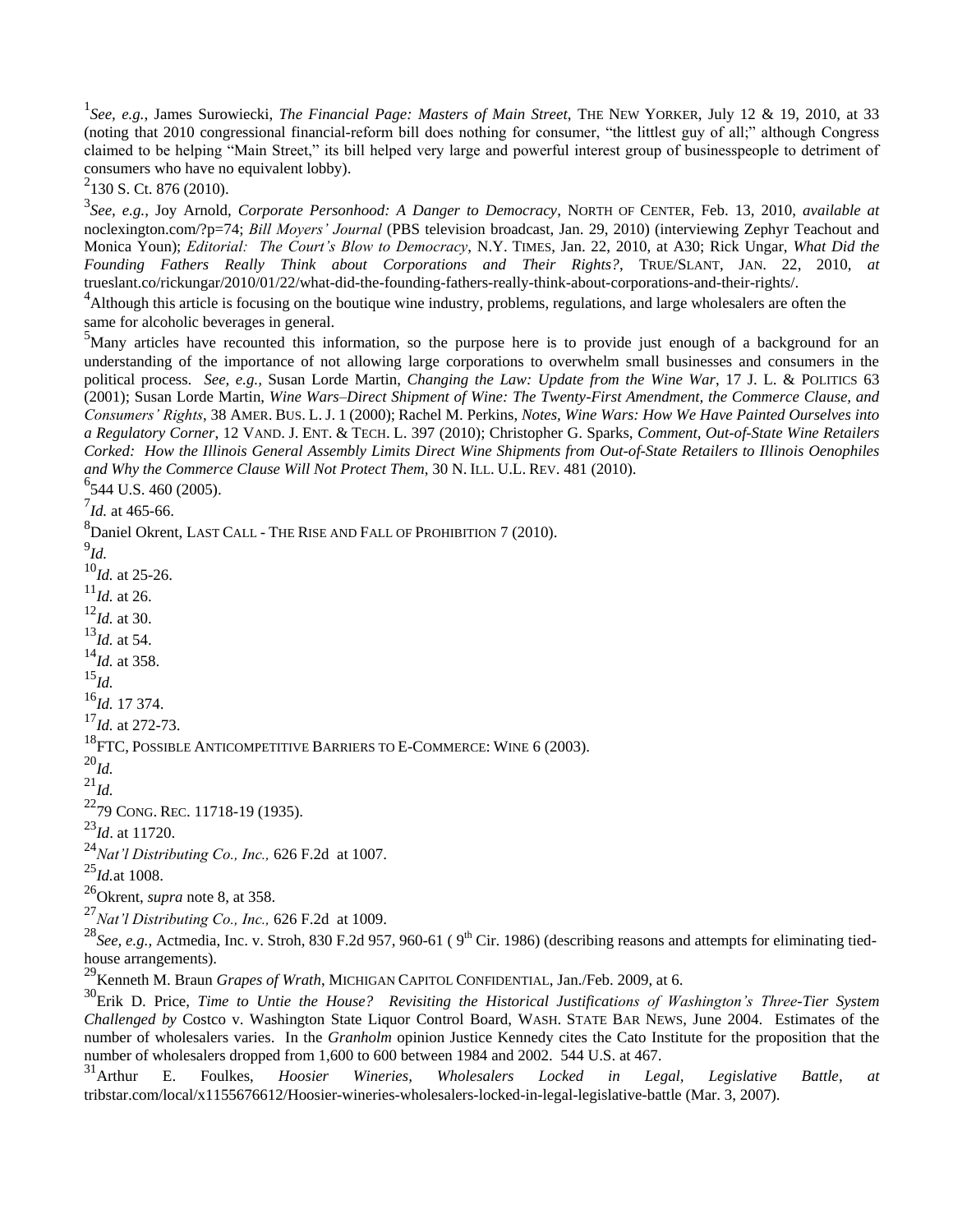[1]*See, e.g.*, James Surowiecki, *The Financial Page: Masters of Main Street*, THE NEW YORKER, July 12 & 19, 2010, at 33 (noting that 2010 congressional financial-reform bill does nothing for consumer, "the littlest guy of all;" although Congress claimed to be helping "Main Street," its bill helped very large and powerful interest group of businesspeople to detriment of consumers who have no equivalent lobby).

[2]130 S. Ct. 876 (2010).

[3]*See, e.g.*, Joy Arnold, *Corporate Personhood: A Danger to Democracy*, NORTH OF CENTER, Feb. 13, 2010, *available at* noclexington.com/?p=74; *Bill Moyers' Journal* (PBS television broadcast, Jan. 29, 2010) (interviewing Zephyr Teachout and Monica Youn); *Editorial: The Court's Blow to Democracy*, N.Y. TIMES, Jan. 22, 2010, at A30; Rick Ungar, *What Did the Founding Fathers Really Think about Corporations and Their Rights?*, TRUE/SLANT, JAN. 22, 2010, *at* trueslant.co/rickungar/2010/01/22/what-did-the-founding-fathers-really-think-about-corporations-and-their-rights/.

[4]Although this article is focusing on the boutique wine industry, problems, regulations, and large wholesalers are often the same for alcoholic beverages in general.

[5]Many articles have recounted this information, so the purpose here is to provide just enough of a background for an understanding of the importance of not allowing large corporations to overwhelm small businesses and consumers in the political process. *See, e.g.*, Susan Lorde Martin, *Changing the Law: Update from the Wine War*, 17 J. L. & POLITICS 63 (2001); Susan Lorde Martin, *Wine Wars–Direct Shipment of Wine: The Twenty-First Amendment, the Commerce Clause, and Consumers' Rights*, 38 AMER. BUS. L. J. 1 (2000); Rachel M. Perkins, *Notes, Wine Wars: How We Have Painted Ourselves into a Regulatory Corner*, 12 VAND. J. ENT. & TECH. L. 397 (2010); Christopher G. Sparks, *Comment, Out-of-State Wine Retailers Corked: How the Illinois General Assembly Limits Direct Wine Shipments from Out-of-State Retailers to Illinois Oenophiles and Why the Commerce Clause Will Not Protect Them*, 30 N. ILL. U.L. REV. 481 (2010).

[6]544 U.S. 460 (2005).

[7]*Id.* at 465-66.

[8]Daniel Okrent, LAST CALL - THE RISE AND FALL OF PROHIBITION 7 (2010).

[9]*Id.*

[10]*Id.* at 25-26.

[11]*Id.* at 26.

[12]*Id.* at 30.

[13]*Id.* at 54.

[14]*Id.* at 358.

[15]*Id.*

[16]*Id.* 17 374.

[17]*Id.* at 272-73.

[18]FTC, POSSIBLE ANTICOMPETITIVE BARRIERS TO E-COMMERCE: WINE 6 (2003).

[20]*Id.*

[21]*Id.*

[22]79 CONG. REC. 11718-19 (1935).

[23]*Id*. at 11720.

[24]*Nat'l Distributing Co., Inc.,* 626 F.2d at 1007.

[25]*Id.*at 1008.

[26]Okrent, *supra* note 8, at 358.

[27]*Nat'l Distributing Co., Inc.,* 626 F.2d at 1009.

[28]*See, e.g.,* Actmedia, Inc. v. Stroh, 830 F.2d 957, 960-61 ( 9th Cir. 1986) (describing reasons and attempts for eliminating tied-house arrangements).

[29]Kenneth M. Braun *Grapes of Wrath*, MICHIGAN CAPITOL CONFIDENTIAL, Jan./Feb. 2009, at 6.

[30]Erik D. Price, *Time to Untie the House? Revisiting the Historical Justifications of Washington's Three-Tier System Challenged by* Costco v. Washington State Liquor Control Board, WASH. STATE BAR NEWS, June 2004. Estimates of the number of wholesalers varies. In the *Granholm* opinion Justice Kennedy cites the Cato Institute for the proposition that the number of wholesalers dropped from 1,600 to 600 between 1984 and 2002. 544 U.S. at 467.

[31]Arthur E. Foulkes, *Hoosier Wineries, Wholesalers Locked in Legal, Legislative Battle*, *at* tribstar.com/local/x1155676612/Hoosier-wineries-wholesalers-locked-in-legal-legislative-battle (Mar. 3, 2007).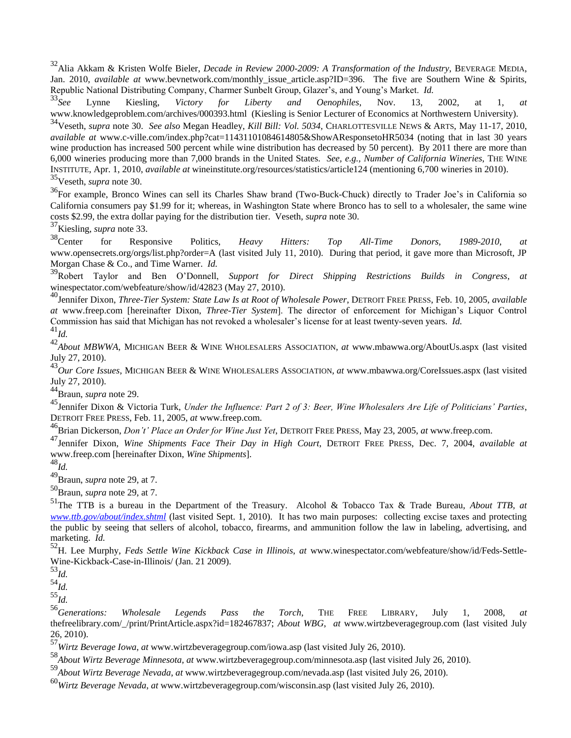[32] Alia Akkam & Kristen Wolfe Bieler, *Decade in Review 2000-2009: A Transformation of the Industry*, BEVERAGE MEDIA, Jan. 2010, *available at* www.bevnetwork.com/monthly_issue_article.asp?ID=396. The five are Southern Wine & Spirits, Republic National Distributing Company, Charmer Sunbelt Group, Glazer's, and Young's Market. *Id.*

[33] *See* Lynne Kiesling, *Victory for Liberty and Oenophiles*, Nov. 13, 2002, at 1, *at* www.knowledgeproblem.com/archives/000393.html (Kiesling is Senior Lecturer of Economics at Northwestern University).

[34] Veseth, *supra* note 30. *See also* Megan Headley, *Kill Bill: Vol. 5034*, CHARLOTTESVILLE NEWS & ARTS, May 11-17, 2010, *available at* www.c-ville.com/index.php?cat=11431101084614805&ShowAResponsetoHR5034 (noting that in last 30 years wine production has increased 500 percent while wine distribution has decreased by 50 percent). By 2011 there are more than 6,000 wineries producing more than 7,000 brands in the United States. *See, e.g., Number of California Wineries*, THE WINE INSTITUTE, Apr. 1, 2010, *available at* wineinstitute.org/resources/statistics/article124 (mentioning 6,700 wineries in 2010).

[35] Veseth, *supra* note 30.

[36] For example, Bronco Wines can sell its Charles Shaw brand (Two-Buck-Chuck) directly to Trader Joe's in California so California consumers pay $1.99 for it; whereas, in Washington State where Bronco has to sell to a wholesaler, the same wine costs $2.99, the extra dollar paying for the distribution tier. Veseth, *supra* note 30.

[37] Kiesling, *supra* note 33.

[38] Center for Responsive Politics, *Heavy Hitters: Top All-Time Donors, 1989-2010*, *at* www.opensecrets.org/orgs/list.php?order=A (last visited July 11, 2010). During that period, it gave more than Microsoft, JP Morgan Chase & Co., and Time Warner. *Id.*

[39] Robert Taylor and Ben O'Donnell, *Support for Direct Shipping Restrictions Builds in Congress*, *at* winespectator.com/webfeature/show/id/42823 (May 27, 2010).

[40] Jennifer Dixon, *Three-Tier System: State Law Is at Root of Wholesale Power*, DETROIT FREE PRESS, Feb. 10, 2005, *available at* www.freep.com [hereinafter Dixon, *Three-Tier System*]. The director of enforcement for Michigan's Liquor Control Commission has said that Michigan has not revoked a wholesaler's license for at least twenty-seven years. *Id.*

[41] *Id.*

[42] *About MBWWA*, MICHIGAN BEER & WINE WHOLESALERS ASSOCIATION, *at* www.mbawwa.org/AboutUs.aspx (last visited July 27, 2010).

[43] *Our Core Issues*, MICHIGAN BEER & WINE WHOLESALERS ASSOCIATION, *at* www.mbawwa.org/CoreIssues.aspx (last visited July 27, 2010).

[44] Braun, *supra* note 29.

[45] Jennifer Dixon & Victoria Turk, *Under the Influence: Part 2 of 3: Beer, Wine Wholesalers Are Life of Politicians' Parties*, DETROIT FREE PRESS, Feb. 11, 2005, *at* www.freep.com.

[46] Brian Dickerson, *Don't Place an Order for Wine Just Yet*, DETROIT FREE PRESS, May 23, 2005, *at* www.freep.com.

[47] Jennifer Dixon, *Wine Shipments Face Their Day in High Court*, DETROIT FREE PRESS, Dec. 7, 2004, *available at* www.freep.com [hereinafter Dixon, *Wine Shipments*].

[48] *Id.*

[49] Braun, *supra* note 29, at 7.

[50] Braun, *supra* note 29, at 7.

[51] The TTB is a bureau in the Department of the Treasury. Alcohol & Tobacco Tax & Trade Bureau, *About TTB*, *at* *www.ttb.gov/about/index.shtml* (last visited Sept. 1, 2010). It has two main purposes: collecting excise taxes and protecting the public by seeing that sellers of alcohol, tobacco, firearms, and ammunition follow the law in labeling, advertising, and marketing. *Id.*

[52] H. Lee Murphy, *Feds Settle Wine Kickback Case in Illinois*, *at* www.winespectator.com/webfeature/show/id/Feds-Settle-Wine-Kickback-Case-in-Illinois/ (Jan. 21 2009).

[53] *Id.*

[54] *Id.*

[55] *Id.*

[56] *Generations: Wholesale Legends Pass the Torch*, THE FREE LIBRARY, July 1, 2008, *at* thefreelibrary.com/_/print/PrintArticle.aspx?id=182467837; *About WBG*, *at* www.wirtzbeveragegroup.com (last visited July 26, 2010).

[57] *Wirtz Beverage Iowa*, *at* www.wirtzbeveragegroup.com/iowa.asp (last visited July 26, 2010).

[58] *About Wirtz Beverage Minnesota*, *at* www.wirtzbeveragegroup.com/minnesota.asp (last visited July 26, 2010).

[59] *About Wirtz Beverage Nevada*, *at* www.wirtzbeveragegroup.com/nevada.asp (last visited July 26, 2010).

[60] *Wirtz Beverage Nevada*, *at* www.wirtzbeveragegroup.com/wisconsin.asp (last visited July 26, 2010).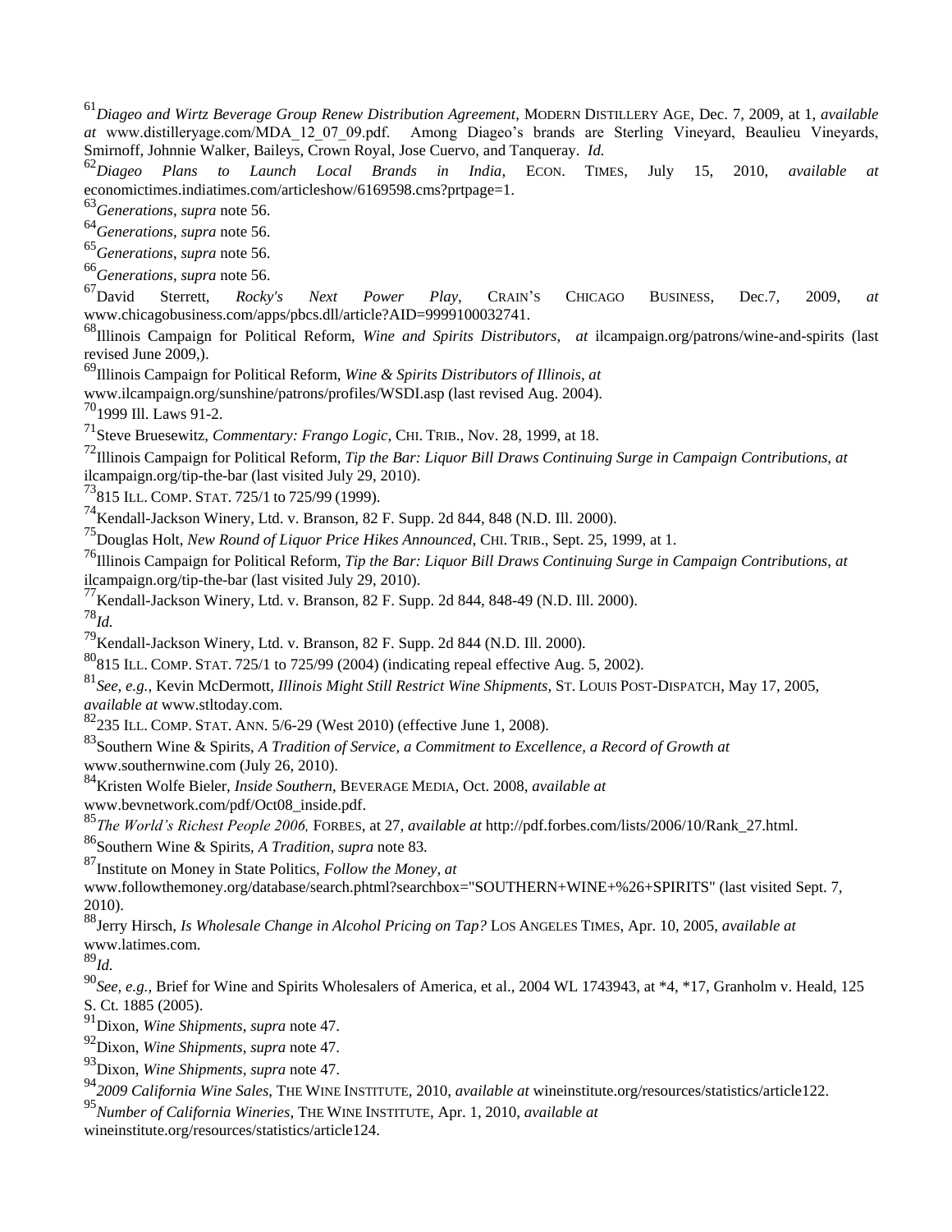[61]*Diageo and Wirtz Beverage Group Renew Distribution Agreement*, MODERN DISTILLERY AGE, Dec. 7, 2009, at 1, *available at* www.distilleryage.com/MDA_12_07_09.pdf. Among Diageo's brands are Sterling Vineyard, Beaulieu Vineyards, Smirnoff, Johnnie Walker, Baileys, Crown Royal, Jose Cuervo, and Tanqueray. *Id.*

[62]*Diageo Plans to Launch Local Brands in India*, ECON. TIMES, July 15, 2010, *available at* economictimes.indiatimes.com/articleshow/6169598.cms?prtpage=1.

[63]*Generations*, *supra* note 56.

[64]*Generations*, *supra* note 56.

[65]*Generations*, *supra* note 56.

[66]*Generations*, *supra* note 56.

[67]David Sterrett, *Rocky's Next Power Play*, CRAIN'S CHICAGO BUSINESS, Dec.7, 2009, *at* www.chicagobusiness.com/apps/pbcs.dll/article?AID=9999100032741.

[68]Illinois Campaign for Political Reform, *Wine and Spirits Distributors*, *at* ilcampaign.org/patrons/wine-and-spirits (last revised June 2009,).

[69]Illinois Campaign for Political Reform, *Wine & Spirits Distributors of Illinois*, *at* www.ilcampaign.org/sunshine/patrons/profiles/WSDI.asp (last revised Aug. 2004).

[70]1999 Ill. Laws 91-2.

[71]Steve Bruesewitz, *Commentary: Frango Logic*, CHI. TRIB., Nov. 28, 1999, at 18.

[72]Illinois Campaign for Political Reform, *Tip the Bar: Liquor Bill Draws Continuing Surge in Campaign Contributions*, *at* ilcampaign.org/tip-the-bar (last visited July 29, 2010).

[73]815 ILL. COMP. STAT. 725/1 to 725/99 (1999).

[74]Kendall-Jackson Winery, Ltd. v. Branson, 82 F. Supp. 2d 844, 848 (N.D. Ill. 2000).

[75]Douglas Holt, *New Round of Liquor Price Hikes Announced*, CHI. TRIB., Sept. 25, 1999, at 1.

[76]Illinois Campaign for Political Reform, *Tip the Bar: Liquor Bill Draws Continuing Surge in Campaign Contributions*, *at* ilcampaign.org/tip-the-bar (last visited July 29, 2010).

[77]Kendall-Jackson Winery, Ltd. v. Branson, 82 F. Supp. 2d 844, 848-49 (N.D. Ill. 2000).

[78]*Id.*

[79]Kendall-Jackson Winery, Ltd. v. Branson, 82 F. Supp. 2d 844 (N.D. Ill. 2000).

[80]815 ILL. COMP. STAT. 725/1 to 725/99 (2004) (indicating repeal effective Aug. 5, 2002).

[81]*See, e.g.*, Kevin McDermott, *Illinois Might Still Restrict Wine Shipments*, ST. LOUIS POST-DISPATCH, May 17, 2005, *available at* www.stltoday.com.

[82]235 ILL. COMP. STAT. ANN. 5/6-29 (West 2010) (effective June 1, 2008).

[83]Southern Wine & Spirits, *A Tradition of Service, a Commitment to Excellence, a Record of Growth at* www.southernwine.com (July 26, 2010).

[84]Kristen Wolfe Bieler, *Inside Southern*, BEVERAGE MEDIA, Oct. 2008, *available at* www.bevnetwork.com/pdf/Oct08_inside.pdf.

[85]*The World's Richest People 2006,* FORBES, at 27, *available at* http://pdf.forbes.com/lists/2006/10/Rank_27.html.

[86]Southern Wine & Spirits, *A Tradition*, *supra* note 83.

[87]Institute on Money in State Politics, *Follow the Money*, *at* www.followthemoney.org/database/search.phtml?searchbox="SOUTHERN+WINE+%26+SPIRITS" (last visited Sept. 7, 2010).

[88]Jerry Hirsch, *Is Wholesale Change in Alcohol Pricing on Tap?* LOS ANGELES TIMES, Apr. 10, 2005, *available at* www.latimes.com.

[89]*Id.*

[90]*See, e.g.*, Brief for Wine and Spirits Wholesalers of America, et al., 2004 WL 1743943, at *4, *17, Granholm v. Heald, 125 S. Ct. 1885 (2005).

[91]Dixon, *Wine Shipments*, *supra* note 47.

[92]Dixon, *Wine Shipments*, *supra* note 47.

[93]Dixon, *Wine Shipments*, *supra* note 47.

[94]*2009 California Wine Sales*, THE WINE INSTITUTE, 2010, *available at* wineinstitute.org/resources/statistics/article122.

[95]*Number of California Wineries*, THE WINE INSTITUTE, Apr. 1, 2010, *available at* wineinstitute.org/resources/statistics/article124.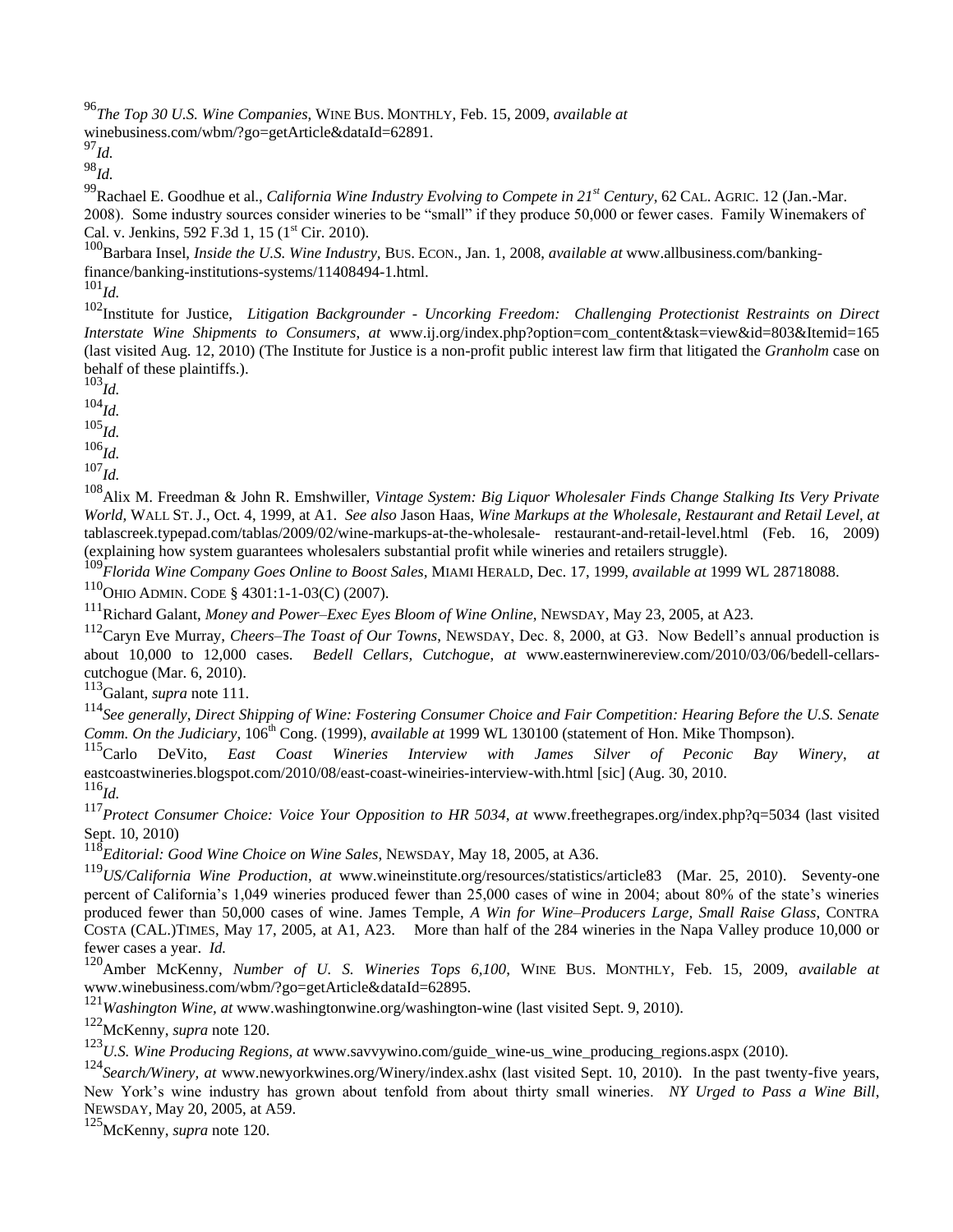[96]*The Top 30 U.S. Wine Companies*, WINE BUS. MONTHLY, Feb. 15, 2009, *available at* winebusiness.com/wbm/?go=getArticle&dataId=62891.

[97]*Id.*

[98]*Id.*

[99]Rachael E. Goodhue et al., *California Wine Industry Evolving to Compete in 21st Century*, 62 CAL. AGRIC. 12 (Jan.-Mar. 2008). Some industry sources consider wineries to be "small" if they produce 50,000 or fewer cases. Family Winemakers of Cal. v. Jenkins, 592 F.3d 1, 15 (1st Cir. 2010).

[100]Barbara Insel, *Inside the U.S. Wine Industry*, BUS. ECON., Jan. 1, 2008, *available at* www.allbusiness.com/banking-finance/banking-institutions-systems/11408494-1.html.

[101]*Id.*

[102]Institute for Justice, *Litigation Backgrounder - Uncorking Freedom: Challenging Protectionist Restraints on Direct Interstate Wine Shipments to Consumers*, *at* www.ij.org/index.php?option=com_content&task=view&id=803&Itemid=165 (last visited Aug. 12, 2010) (The Institute for Justice is a non-profit public interest law firm that litigated the *Granholm* case on behalf of these plaintiffs.).

[103]*Id.*

[104]*Id.*

[105]*Id.*

[106]*Id.*

[107]*Id.*

[108]Alix M. Freedman & John R. Emshwiller, *Vintage System: Big Liquor Wholesaler Finds Change Stalking Its Very Private World*, WALL ST. J., Oct. 4, 1999, at A1. *See also* Jason Haas, *Wine Markups at the Wholesale, Restaurant and Retail Level*, *at* tablascreek.typepad.com/tablas/2009/02/wine-markups-at-the-wholesale- restaurant-and-retail-level.html (Feb. 16, 2009) (explaining how system guarantees wholesalers substantial profit while wineries and retailers struggle).

[109]*Florida Wine Company Goes Online to Boost Sales*, MIAMI HERALD, Dec. 17, 1999, *available at* 1999 WL 28718088.

[110]OHIO ADMIN. CODE § 4301:1-1-03(C) (2007).

[111]Richard Galant, *Money and Power–Exec Eyes Bloom of Wine Online*, NEWSDAY, May 23, 2005, at A23.

[112]Caryn Eve Murray, *Cheers–The Toast of Our Towns*, NEWSDAY, Dec. 8, 2000, at G3. Now Bedell's annual production is about 10,000 to 12,000 cases. *Bedell Cellars, Cutchogue*, *at* www.easternwinereview.com/2010/03/06/bedell-cellars-cutchogue (Mar. 6, 2010).

[113]Galant, *supra* note 111.

[114]*See generally*, *Direct Shipping of Wine: Fostering Consumer Choice and Fair Competition: Hearing Before the U.S. Senate Comm. On the Judiciary*, 106th Cong. (1999), *available at* 1999 WL 130100 (statement of Hon. Mike Thompson).

[115]Carlo DeVito, *East Coast Wineries Interview with James Silver of Peconic Bay Winery*, *at* eastcoastwineries.blogspot.com/2010/08/east-coast-wineiries-interview-with.html [sic] (Aug. 30, 2010.

[116]*Id.*

[117]*Protect Consumer Choice: Voice Your Opposition to HR 5034*, *at* www.freethegrapes.org/index.php?q=5034 (last visited Sept. 10, 2010)

[118]*Editorial: Good Wine Choice on Wine Sales*, NEWSDAY, May 18, 2005, at A36.

[119]*US/California Wine Production*, *at* www.wineinstitute.org/resources/statistics/article83 (Mar. 25, 2010). Seventy-one percent of California's 1,049 wineries produced fewer than 25,000 cases of wine in 2004; about 80% of the state's wineries produced fewer than 50,000 cases of wine. James Temple, *A Win for Wine–Producers Large, Small Raise Glass*, CONTRA COSTA (CAL.)TIMES, May 17, 2005, at A1, A23. More than half of the 284 wineries in the Napa Valley produce 10,000 or fewer cases a year. *Id.*

[120]Amber McKenny, *Number of U. S. Wineries Tops 6,100*, WINE BUS. MONTHLY, Feb. 15, 2009, *available at* www.winebusiness.com/wbm/?go=getArticle&dataId=62895.

[121]*Washington Wine*, *at* www.washingtonwine.org/washington-wine (last visited Sept. 9, 2010).

[122]McKenny, *supra* note 120.

[123]*U.S. Wine Producing Regions*, *at* www.savvywino.com/guide_wine-us_wine_producing_regions.aspx (2010).

[124]*Search/Winery*, *at* www.newyorkwines.org/Winery/index.ashx (last visited Sept. 10, 2010). In the past twenty-five years, New York's wine industry has grown about tenfold from about thirty small wineries. *NY Urged to Pass a Wine Bill*, NEWSDAY, May 20, 2005, at A59.

[125]McKenny, *supra* note 120.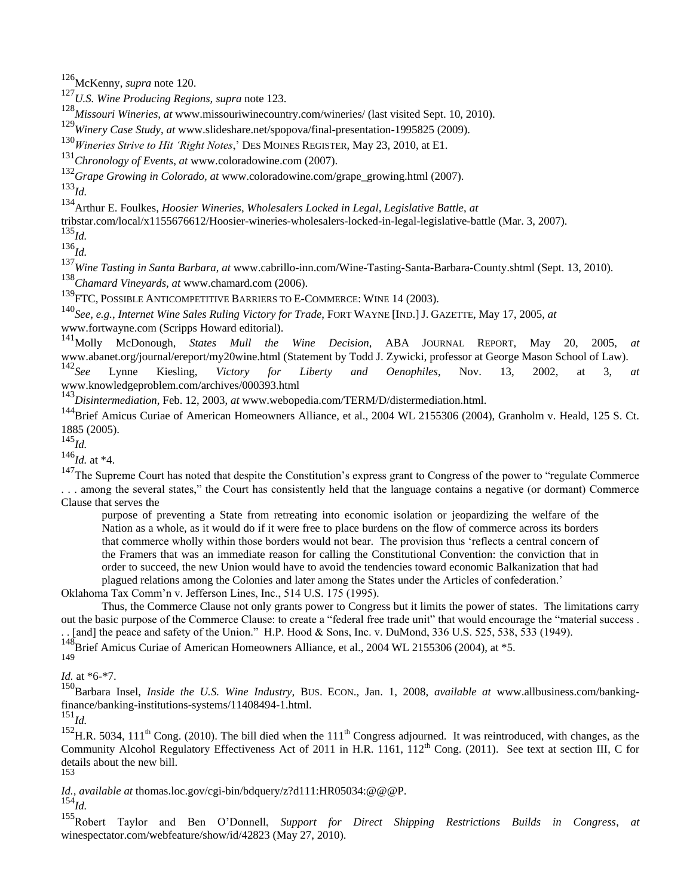[126]McKenny, *supra* note 120.

[127]*U.S. Wine Producing Regions, supra* note 123.

[128]*Missouri Wineries, at* www.missouriwinecountry.com/wineries/ (last visited Sept. 10, 2010).

[129]*Winery Case Study, at* www.slideshare.net/spopova/final-presentation-1995825 (2009).

[130]*Wineries Strive to Hit 'Right Notes*,' DES MOINES REGISTER, May 23, 2010, at E1.

[131]*Chronology of Events, at* www.coloradowine.com (2007).

[132]*Grape Growing in Colorado, at* www.coloradowine.com/grape_growing.html (2007).

[133]*Id.*

[134]Arthur E. Foulkes, *Hoosier Wineries, Wholesalers Locked in Legal, Legislative Battle, at* tribstar.com/local/x1155676612/Hoosier-wineries-wholesalers-locked-in-legal-legislative-battle (Mar. 3, 2007).

[135]*Id.*

[136]*Id.*

[137]*Wine Tasting in Santa Barbara, at* www.cabrillo-inn.com/Wine-Tasting-Santa-Barbara-County.shtml (Sept. 13, 2010).

[138]*Chamard Vineyards, at* www.chamard.com (2006).

[139]FTC, POSSIBLE ANTICOMPETITIVE BARRIERS TO E-COMMERCE: WINE 14 (2003).

[140]*See, e.g., Internet Wine Sales Ruling Victory for Trade*, FORT WAYNE [IND.] J. GAZETTE, May 17, 2005, *at* www.fortwayne.com (Scripps Howard editorial).

[141]Molly McDonough, *States Mull the Wine Decision*, ABA JOURNAL REPORT, May 20, 2005, *at* www.abanet.org/journal/ereport/my20wine.html (Statement by Todd J. Zywicki, professor at George Mason School of Law).

[142]*See* Lynne Kiesling, *Victory for Liberty and Oenophiles*, Nov. 13, 2002, at 3, *at* www.knowledgeproblem.com/archives/000393.html

[143]*Disintermediation*, Feb. 12, 2003, *at* www.webopedia.com/TERM/D/distermediation.html.

[144]Brief Amicus Curiae of American Homeowners Alliance, et al., 2004 WL 2155306 (2004), Granholm v. Heald, 125 S. Ct. 1885 (2005).

[145]*Id.*

[146]*Id.* at *4.

[147]The Supreme Court has noted that despite the Constitution's express grant to Congress of the power to "regulate Commerce . . . among the several states," the Court has consistently held that the language contains a negative (or dormant) Commerce Clause that serves the

> purpose of preventing a State from retreating into economic isolation or jeopardizing the welfare of the Nation as a whole, as it would do if it were free to place burdens on the flow of commerce across its borders that commerce wholly within those borders would not bear. The provision thus 'reflects a central concern of the Framers that was an immediate reason for calling the Constitutional Convention: the conviction that in order to succeed, the new Union would have to avoid the tendencies toward economic Balkanization that had plagued relations among the Colonies and later among the States under the Articles of confederation.'

Oklahoma Tax Comm'n v. Jefferson Lines, Inc., 514 U.S. 175 (1995).

Thus, the Commerce Clause not only grants power to Congress but it limits the power of states. The limitations carry out the basic purpose of the Commerce Clause: to create a "federal free trade unit" that would encourage the "material success . . . [and] the peace and safety of the Union." H.P. Hood & Sons, Inc. v. DuMond, 336 U.S. 525, 538, 533 (1949).

[148]Brief Amicus Curiae of American Homeowners Alliance, et al., 2004 WL 2155306 (2004), at *5.

[149]*Id.* at *6-*7.

[150]Barbara Insel, *Inside the U.S. Wine Industry,* BUS. ECON., Jan. 1, 2008, *available at* www.allbusiness.com/banking-finance/banking-institutions-systems/11408494-1.html.

[151]*Id.*

[152]H.R. 5034, 111th Cong. (2010). The bill died when the 111th Congress adjourned. It was reintroduced, with changes, as the Community Alcohol Regulatory Effectiveness Act of 2011 in H.R. 1161, 112th Cong. (2011). See text at section III, C for details about the new bill.

[153]*Id.*, *available at* thomas.loc.gov/cgi-bin/bdquery/z?d111:HR05034:@@@P.

[154]*Id.*

[155]Robert Taylor and Ben O'Donnell, *Support for Direct Shipping Restrictions Builds in Congress*, *at* winespectator.com/webfeature/show/id/42823 (May 27, 2010).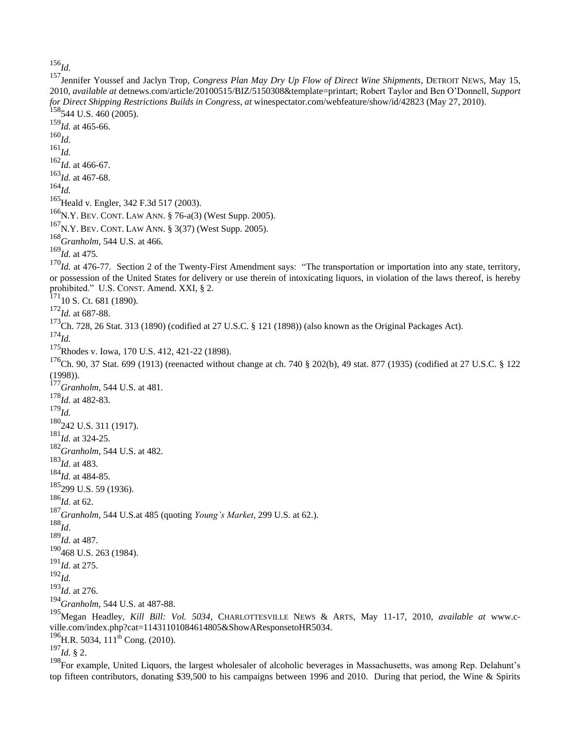[156] *Id.*

[157] Jennifer Youssef and Jaclyn Trop, *Congress Plan May Dry Up Flow of Direct Wine Shipments*, DETROIT NEWS, May 15, 2010, *available at* detnews.com/article/20100515/BIZ/5150308&template=printart; Robert Taylor and Ben O'Donnell, *Support for Direct Shipping Restrictions Builds in Congress*, *at* winespectator.com/webfeature/show/id/42823 (May 27, 2010).

[158] 544 U.S. 460 (2005).

[159] *Id.* at 465-66.

[160] *Id.*

[161] *Id.*

[162] *Id.* at 466-67.

[163] *Id.* at 467-68.

[164] *Id.*

[165] Heald v. Engler, 342 F.3d 517 (2003).

[166] N.Y. BEV. CONT. LAW ANN. § 76-a(3) (West Supp. 2005).

[167] N.Y. BEV. CONT. LAW ANN. § 3(37) (West Supp. 2005).

[168] *Granholm*, 544 U.S. at 466.

[169] *Id.* at 475.

[170] *Id.* at 476-77. Section 2 of the Twenty-First Amendment says: "The transportation or importation into any state, territory, or possession of the United States for delivery or use therein of intoxicating liquors, in violation of the laws thereof, is hereby prohibited." U.S. CONST. Amend. XXI, § 2.

[171] 10 S. Ct. 681 (1890).

[172] *Id.* at 687-88.

[173] Ch. 728, 26 Stat. 313 (1890) (codified at 27 U.S.C. § 121 (1898)) (also known as the Original Packages Act).

[174] *Id.*

[175] Rhodes v. Iowa, 170 U.S. 412, 421-22 (1898).

[176] Ch. 90, 37 Stat. 699 (1913) (reenacted without change at ch. 740 § 202(b), 49 stat. 877 (1935) (codified at 27 U.S.C. § 122 (1998)).

[177] *Granholm*, 544 U.S. at 481.

[178] *Id.* at 482-83.

[179] *Id.*

[180] 242 U.S. 311 (1917).

[181] *Id.* at 324-25.

[182] *Granholm*, 544 U.S. at 482.

[183] *Id.* at 483.

[184] *Id.* at 484-85.

[185] 299 U.S. 59 (1936).

[186] *Id.* at 62.

[187] *Granholm*, 544 U.S.at 485 (quoting *Young's Market*, 299 U.S. at 62.).

[188] *Id*.

[189] *Id.* at 487.

[190] 468 U.S. 263 (1984).

[191] *Id.* at 275.

[192] *Id.*

[193] *Id.* at 276.

[194] *Granholm*, 544 U.S. at 487-88.

[195] Megan Headley, *Kill Bill: Vol. 5034*, CHARLOTTESVILLE NEWS & ARTS, May 11-17, 2010, *available at* www.c-ville.com/index.php?cat=11431101084614805&ShowAResponsetoHR5034.

[196] H.R. 5034, 111th Cong. (2010).

[197] *Id.* § 2.

[198] For example, United Liquors, the largest wholesaler of alcoholic beverages in Massachusetts, was among Rep. Delahunt's top fifteen contributors, donating $39,500 to his campaigns between 1996 and 2010. During that period, the Wine & Spirits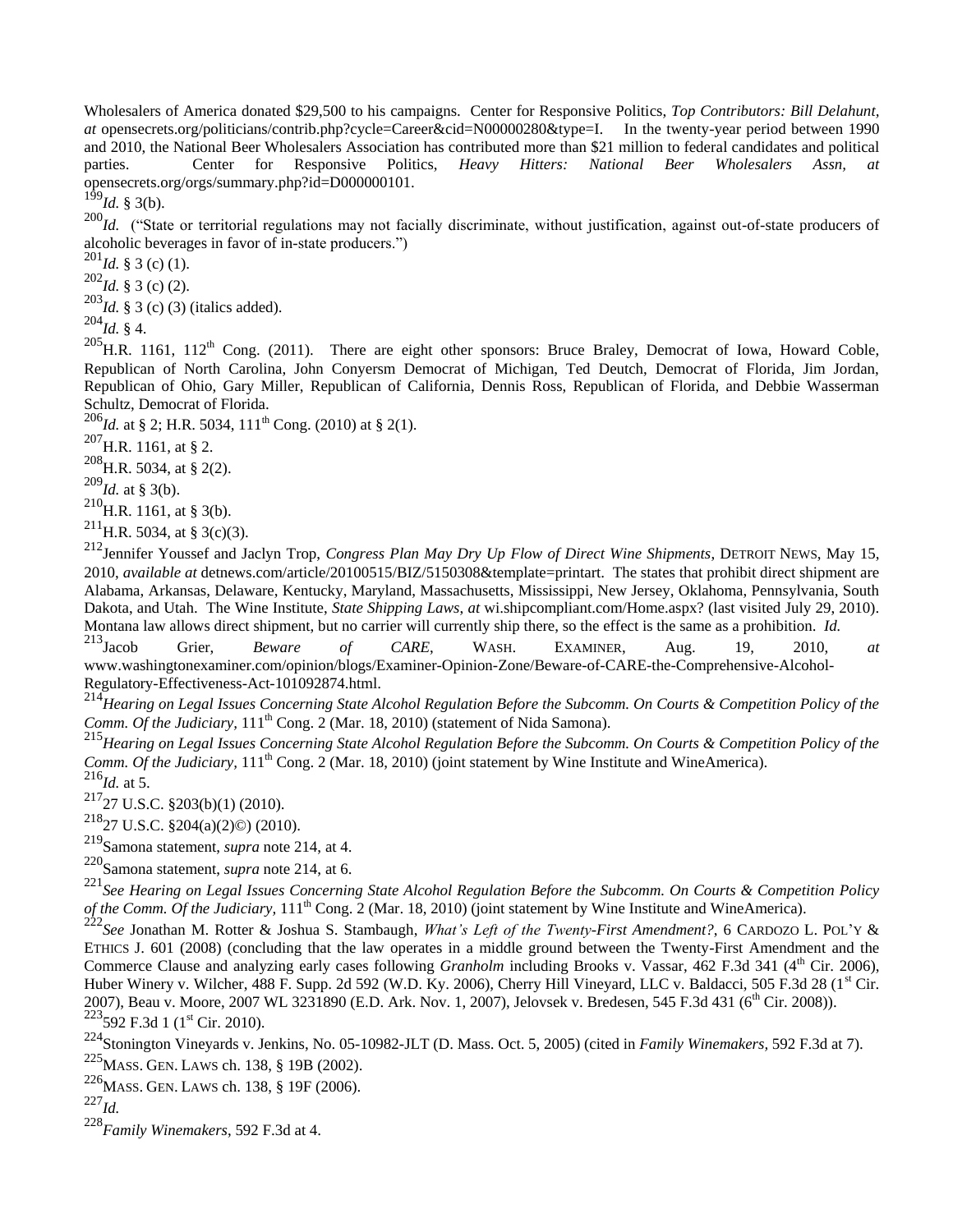Wholesalers of America donated $29,500 to his campaigns. Center for Responsive Politics, *Top Contributors: Bill Delahunt, at* opensecrets.org/politicians/contrib.php?cycle=Career&cid=N00000280&type=I. In the twenty-year period between 1990 and 2010, the National Beer Wholesalers Association has contributed more than $21 million to federal candidates and political parties. Center for Responsive Politics, *Heavy Hitters: National Beer Wholesalers Assn, at* opensecrets.org/orgs/summary.php?id=D000000101.

[199] *Id.* § 3(b).

[200] *Id.* ("State or territorial regulations may not facially discriminate, without justification, against out-of-state producers of alcoholic beverages in favor of in-state producers.")

[201] *Id.* § 3 (c) (1).

[202] *Id.* § 3 (c) (2).

[203] *Id.* § 3 (c) (3) (italics added).

[204] *Id.* § 4.

[205] H.R. 1161, 112th Cong. (2011). There are eight other sponsors: Bruce Braley, Democrat of Iowa, Howard Coble, Republican of North Carolina, John Conyersm Democrat of Michigan, Ted Deutch, Democrat of Florida, Jim Jordan, Republican of Ohio, Gary Miller, Republican of California, Dennis Ross, Republican of Florida, and Debbie Wasserman Schultz, Democrat of Florida.

[206] *Id.* at § 2; H.R. 5034, 111th Cong. (2010) at § 2(1).

[207] H.R. 1161, at § 2.

[208] H.R. 5034, at § 2(2).

[209] *Id.* at § 3(b).

[210] H.R. 1161, at § 3(b).

[211] H.R. 5034, at § 3(c)(3).

[212] Jennifer Youssef and Jaclyn Trop, *Congress Plan May Dry Up Flow of Direct Wine Shipments*, DETROIT NEWS, May 15, 2010, *available at* detnews.com/article/20100515/BIZ/5150308&template=printart. The states that prohibit direct shipment are Alabama, Arkansas, Delaware, Kentucky, Maryland, Massachusetts, Mississippi, New Jersey, Oklahoma, Pennsylvania, South Dakota, and Utah. The Wine Institute, *State Shipping Laws*, *at* wi.shipcompliant.com/Home.aspx? (last visited July 29, 2010). Montana law allows direct shipment, but no carrier will currently ship there, so the effect is the same as a prohibition. *Id.*

[213] Jacob Grier, *Beware of CARE*, WASH. EXAMINER, Aug. 19, 2010, *at* www.washingtonexaminer.com/opinion/blogs/Examiner-Opinion-Zone/Beware-of-CARE-the-Comprehensive-Alcohol-Regulatory-Effectiveness-Act-101092874.html.

[214] *Hearing on Legal Issues Concerning State Alcohol Regulation Before the Subcomm. On Courts & Competition Policy of the Comm. Of the Judiciary*, 111th Cong. 2 (Mar. 18, 2010) (statement of Nida Samona).

[215] *Hearing on Legal Issues Concerning State Alcohol Regulation Before the Subcomm. On Courts & Competition Policy of the Comm. Of the Judiciary*, 111th Cong. 2 (Mar. 18, 2010) (joint statement by Wine Institute and WineAmerica).

[216] *Id.* at 5.

[217] 27 U.S.C. §203(b)(1) (2010).

[218] 27 U.S.C. §204(a)(2)©) (2010).

[219] Samona statement, *supra* note 214, at 4.

[220] Samona statement, *supra* note 214, at 6.

[221] *See Hearing on Legal Issues Concerning State Alcohol Regulation Before the Subcomm. On Courts & Competition Policy of the Comm. Of the Judiciary*, 111th Cong. 2 (Mar. 18, 2010) (joint statement by Wine Institute and WineAmerica).

[222] *See* Jonathan M. Rotter & Joshua S. Stambaugh, *What's Left of the Twenty-First Amendment?*, 6 CARDOZO L. POL'Y & ETHICS J. 601 (2008) (concluding that the law operates in a middle ground between the Twenty-First Amendment and the Commerce Clause and analyzing early cases following *Granholm* including Brooks v. Vassar, 462 F.3d 341 (4th Cir. 2006), Huber Winery v. Wilcher, 488 F. Supp. 2d 592 (W.D. Ky. 2006), Cherry Hill Vineyard, LLC v. Baldacci, 505 F.3d 28 (1st Cir. 2007), Beau v. Moore, 2007 WL 3231890 (E.D. Ark. Nov. 1, 2007), Jelovsek v. Bredesen, 545 F.3d 431 (6th Cir. 2008)).

[223] 592 F.3d 1 (1st Cir. 2010).

[224] Stonington Vineyards v. Jenkins, No. 05-10982-JLT (D. Mass. Oct. 5, 2005) (cited in *Family Winemakers*, 592 F.3d at 7).

[225] MASS. GEN. LAWS ch. 138, § 19B (2002).

[226] MASS. GEN. LAWS ch. 138, § 19F (2006).

[227] *Id.*

[228] *Family Winemakers*, 592 F.3d at 4.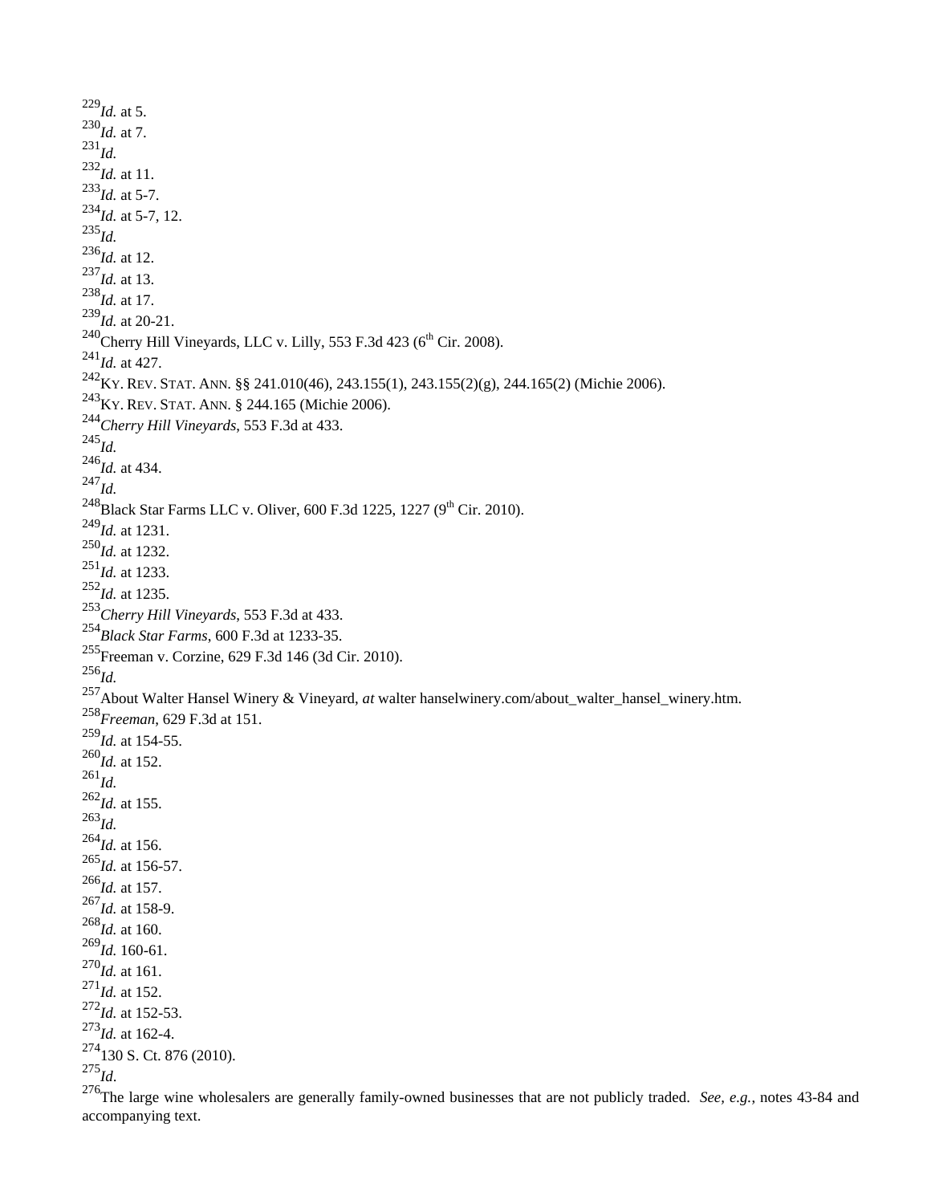[229] *Id.* at 5.
[230] *Id.* at 7.
[231] *Id.*
[232] *Id.* at 11.
[233] *Id.* at 5-7.
[234] *Id.* at 5-7, 12.
[235] *Id.*
[236] *Id.* at 12.
[237] *Id.* at 13.
[238] *Id.* at 17.
[239] *Id.* at 20-21.
[240] Cherry Hill Vineyards, LLC v. Lilly, 553 F.3d 423 (6th Cir. 2008).
[241] *Id.* at 427.
[242] KY. REV. STAT. ANN. §§ 241.010(46), 243.155(1), 243.155(2)(g), 244.165(2) (Michie 2006).
[243] KY. REV. STAT. ANN. § 244.165 (Michie 2006).
[244] *Cherry Hill Vineyards*, 553 F.3d at 433.
[245] *Id.*
[246] *Id.* at 434.
[247] *Id.*
[248] Black Star Farms LLC v. Oliver, 600 F.3d 1225, 1227 (9th Cir. 2010).
[249] *Id.* at 1231.
[250] *Id.* at 1232.
[251] *Id.* at 1233.
[252] *Id.* at 1235.
[253] *Cherry Hill Vineyards*, 553 F.3d at 433.
[254] *Black Star Farms*, 600 F.3d at 1233-35.
[255] Freeman v. Corzine, 629 F.3d 146 (3d Cir. 2010).
[256] *Id.*
[257] About Walter Hansel Winery & Vineyard, *at* walter hanselwinery.com/about_walter_hansel_winery.htm.
[258] *Freeman*, 629 F.3d at 151.
[259] *Id.* at 154-55.
[260] *Id.* at 152.
[261] *Id.*
[262] *Id.* at 155.
[263] *Id.*
[264] *Id.* at 156.
[265] *Id.* at 156-57.
[266] *Id.* at 157.
[267] *Id.* at 158-9.
[268] *Id.* at 160.
[269] *Id.* 160-61.
[270] *Id.* at 161.
[271] *Id.* at 152.
[272] *Id.* at 152-53.
[273] *Id.* at 162-4.
[274] 130 S. Ct. 876 (2010).
[275] *Id.*
[276] The large wine wholesalers are generally family-owned businesses that are not publicly traded. *See, e.g.*, notes 43-84 and accompanying text.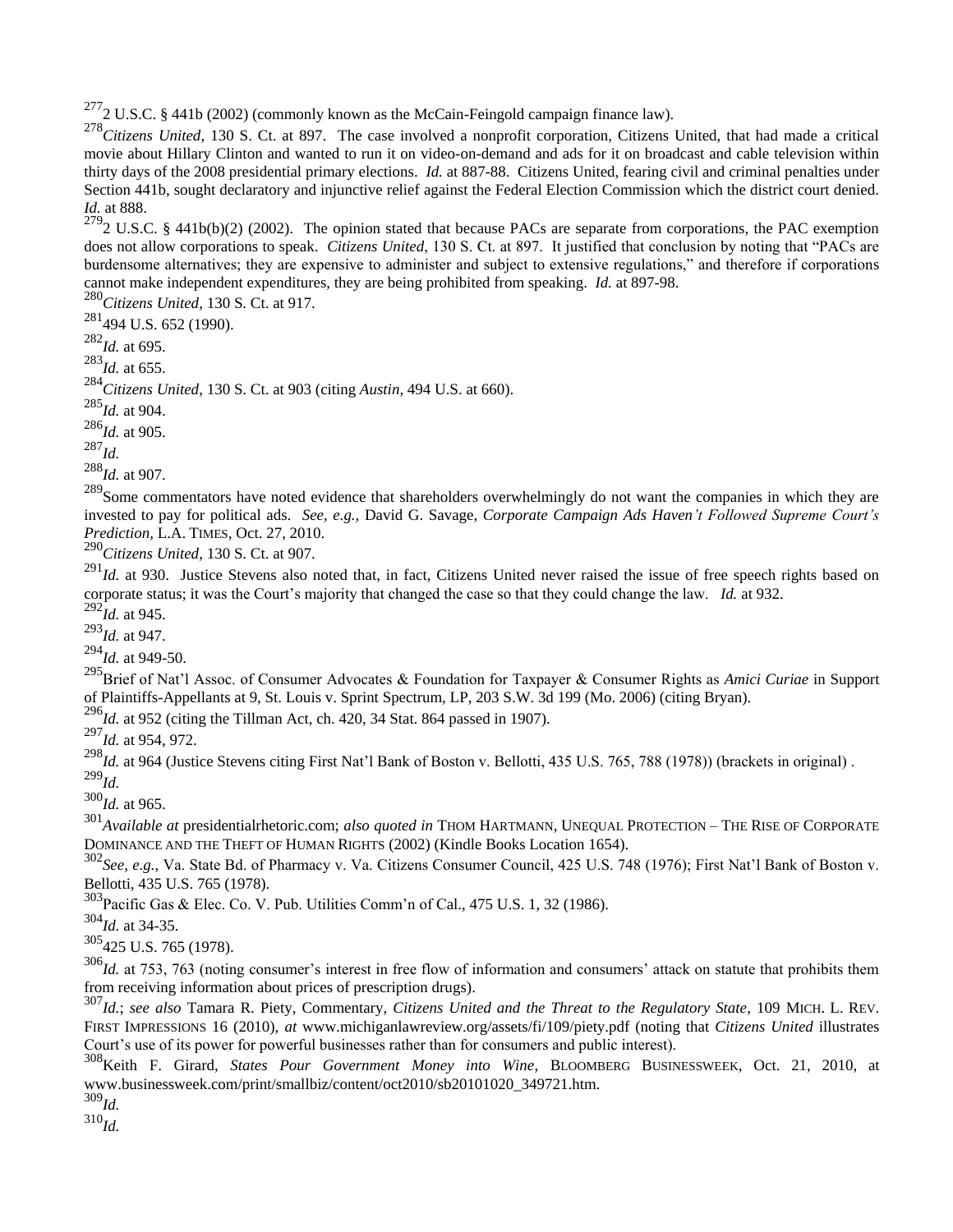[277]2 U.S.C. § 441b (2002) (commonly known as the McCain-Feingold campaign finance law).

[278]*Citizens United*, 130 S. Ct. at 897. The case involved a nonprofit corporation, Citizens United, that had made a critical movie about Hillary Clinton and wanted to run it on video-on-demand and ads for it on broadcast and cable television within thirty days of the 2008 presidential primary elections. *Id.* at 887-88. Citizens United, fearing civil and criminal penalties under Section 441b, sought declaratory and injunctive relief against the Federal Election Commission which the district court denied. *Id.* at 888.

[279]2 U.S.C. § 441b(b)(2) (2002). The opinion stated that because PACs are separate from corporations, the PAC exemption does not allow corporations to speak. *Citizens United*, 130 S. Ct. at 897. It justified that conclusion by noting that "PACs are burdensome alternatives; they are expensive to administer and subject to extensive regulations," and therefore if corporations cannot make independent expenditures, they are being prohibited from speaking. *Id.* at 897-98.

[280]*Citizens United*, 130 S. Ct. at 917.

[281]494 U.S. 652 (1990).

[282]*Id.* at 695.

[283]*Id.* at 655.

[284]*Citizens United*, 130 S. Ct. at 903 (citing *Austin*, 494 U.S. at 660).

[285]*Id.* at 904.

[286]*Id.* at 905.

[287]*Id.*

[288]*Id.* at 907.

[289]Some commentators have noted evidence that shareholders overwhelmingly do not want the companies in which they are invested to pay for political ads. *See, e.g.,* David G. Savage, *Corporate Campaign Ads Haven't Followed Supreme Court's Prediction*, L.A. TIMES, Oct. 27, 2010.

[290]*Citizens United*, 130 S. Ct. at 907.

[291]*Id.* at 930. Justice Stevens also noted that, in fact, Citizens United never raised the issue of free speech rights based on corporate status; it was the Court's majority that changed the case so that they could change the law. *Id.* at 932.

[292]*Id.* at 945.

[293]*Id.* at 947.

[294]*Id.* at 949-50.

[295]Brief of Nat'l Assoc. of Consumer Advocates & Foundation for Taxpayer & Consumer Rights as *Amici Curiae* in Support of Plaintiffs-Appellants at 9, St. Louis v. Sprint Spectrum, LP, 203 S.W. 3d 199 (Mo. 2006) (citing Bryan).

[296]*Id.* at 952 (citing the Tillman Act, ch. 420, 34 Stat. 864 passed in 1907).

[297]*Id.* at 954, 972.

[298]*Id.* at 964 (Justice Stevens citing First Nat'l Bank of Boston v. Bellotti, 435 U.S. 765, 788 (1978)) (brackets in original) .

[299]*Id.*

[300]*Id.* at 965.

[301]*Available at* presidentialrhetoric.com; *also quoted in* THOM HARTMANN, UNEQUAL PROTECTION – THE RISE OF CORPORATE DOMINANCE AND THE THEFT OF HUMAN RIGHTS (2002) (Kindle Books Location 1654).

[302]*See, e.g.,* Va. State Bd. of Pharmacy v. Va. Citizens Consumer Council, 425 U.S. 748 (1976); First Nat'l Bank of Boston v. Bellotti, 435 U.S. 765 (1978).

[303]Pacific Gas & Elec. Co. V. Pub. Utilities Comm'n of Cal., 475 U.S. 1, 32 (1986).

[304]*Id.* at 34-35.

[305]425 U.S. 765 (1978).

[306]*Id.* at 753, 763 (noting consumer's interest in free flow of information and consumers' attack on statute that prohibits them from receiving information about prices of prescription drugs).

[307]*Id.*; *see also* Tamara R. Piety, Commentary, *Citizens United and the Threat to the Regulatory State*, 109 MICH. L. REV. FIRST IMPRESSIONS 16 (2010), *at* www.michiganlawreview.org/assets/fi/109/piety.pdf (noting that *Citizens United* illustrates Court's use of its power for powerful businesses rather than for consumers and public interest).

[308]Keith F. Girard, *States Pour Government Money into Wine*, BLOOMBERG BUSINESSWEEK, Oct. 21, 2010, at www.businessweek.com/print/smallbiz/content/oct2010/sb20101020_349721.htm.

[309]*Id.*

[310]*Id.*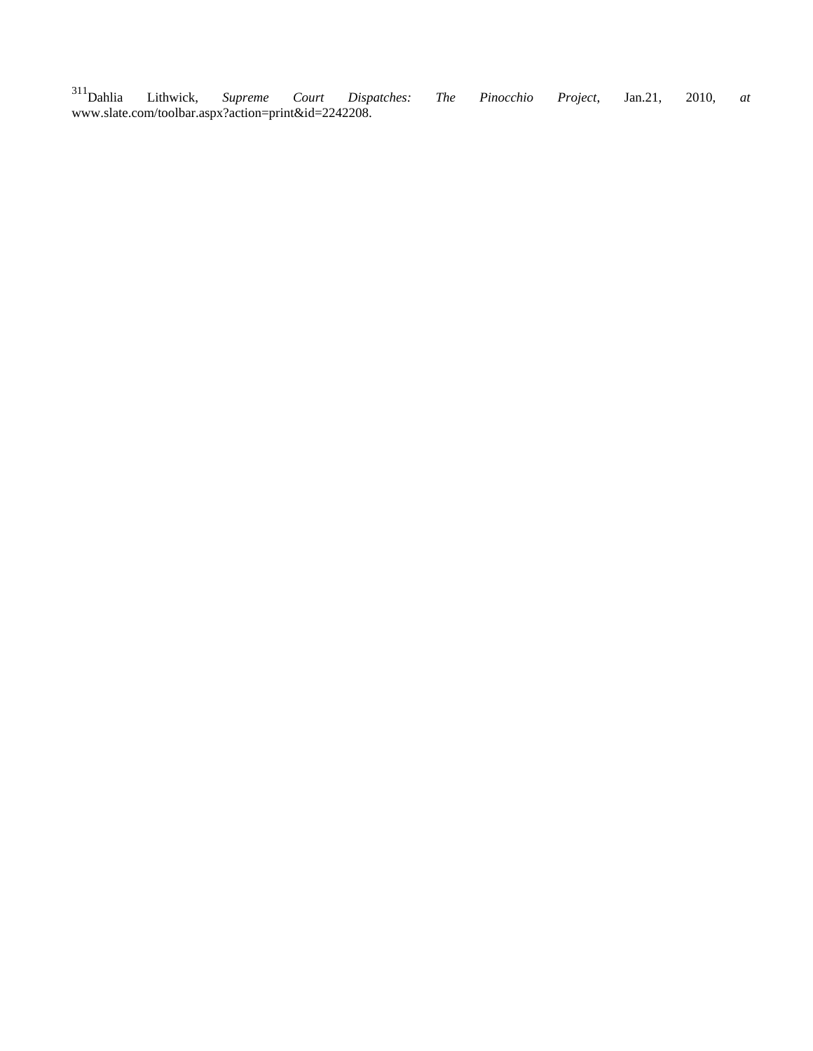[311]Dahlia Lithwick, *Supreme Court Dispatches: The Pinocchio Project*, Jan.21, 2010, *at* www.slate.com/toolbar.aspx?action=print&id=2242208.